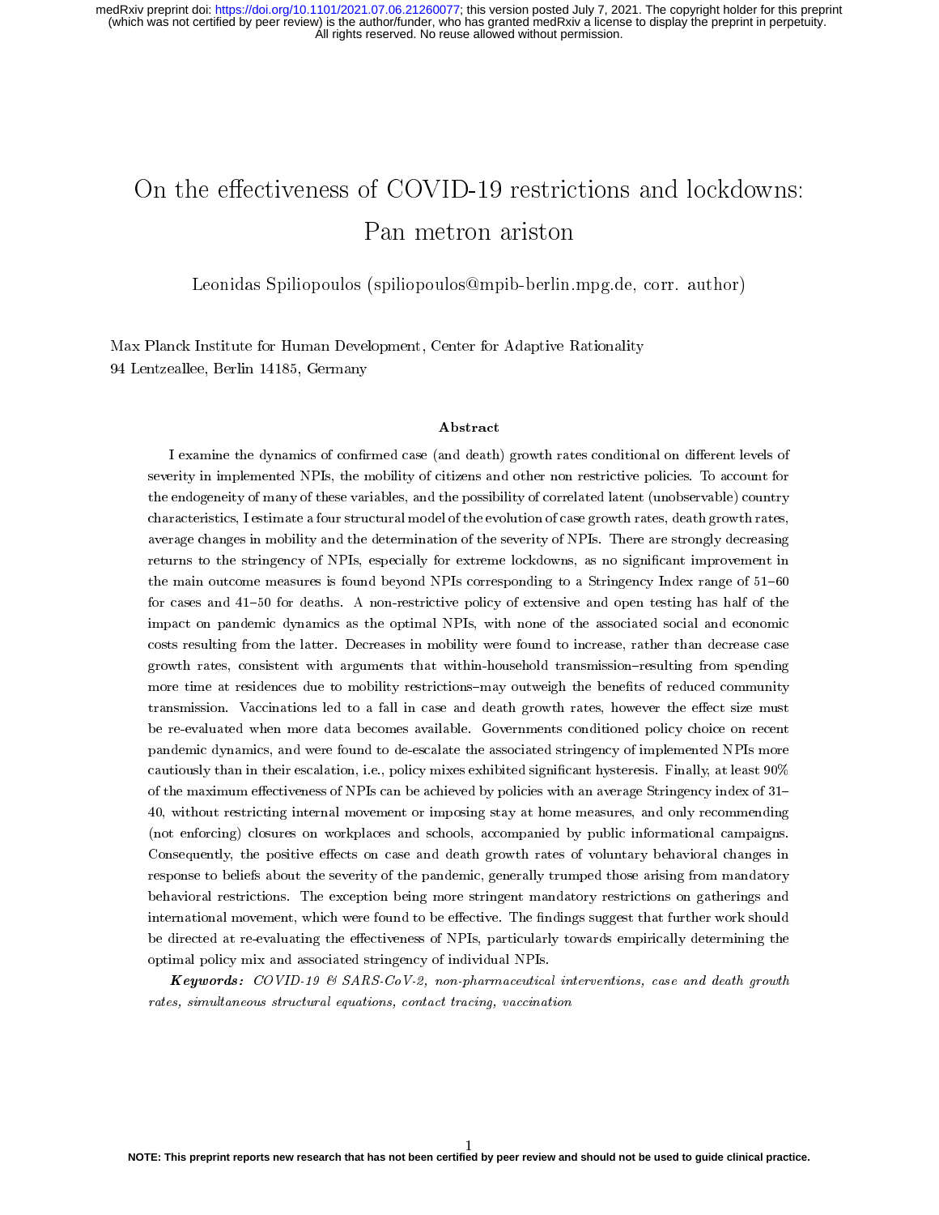# On the effectiveness of COVID-19 restrictions and lockdowns: Pan metron ariston

Leonidas Spiliopoulos (spiliopoulos@mpib-berlin.mpg.de, corr. author)

Max Planck Institute for Human Development, Center for Adaptive Rationality
94 Lentzeallee, Berlin 14185, Germany

### Abstract

I examine the dynamics of confirmed case (and death) growth rates conditional on different levels of severity in implemented NPIs, the mobility of citizens and other non restrictive policies. To account for the endogeneity of many of these variables, and the possibility of correlated latent (unobservable) country characteristics, I estimate a four structural model of the evolution of case growth rates, death growth rates, average changes in mobility and the determination of the severity of NPIs. There are strongly decreasing returns to the stringency of NPIs, especially for extreme lockdowns, as no significant improvement in the main outcome measures is found beyond NPIs corresponding to a Stringency Index range of 51–60 for cases and 41–50 for deaths. A non-restrictive policy of extensive and open testing has half of the impact on pandemic dynamics as the optimal NPIs, with none of the associated social and economic costs resulting from the latter. Decreases in mobility were found to increase, rather than decrease case growth rates, consistent with arguments that within-household transmission–resulting from spending more time at residences due to mobility restrictions–may outweigh the benefits of reduced community transmission. Vaccinations led to a fall in case and death growth rates, however the effect size must be re-evaluated when more data becomes available. Governments conditioned policy choice on recent pandemic dynamics, and were found to de-escalate the associated stringency of implemented NPIs more cautiously than in their escalation, i.e., policy mixes exhibited significant hysteresis. Finally, at least 90% of the maximum effectiveness of NPIs can be achieved by policies with an average Stringency index of 31–40, without restricting internal movement or imposing stay at home measures, and only recommending (not enforcing) closures on workplaces and schools, accompanied by public informational campaigns. Consequently, the positive effects on case and death growth rates of voluntary behavioral changes in response to beliefs about the severity of the pandemic, generally trumped those arising from mandatory behavioral restrictions. The exception being more stringent mandatory restrictions on gatherings and international movement, which were found to be effective. The findings suggest that further work should be directed at re-evaluating the effectiveness of NPIs, particularly towards empirically determining the optimal policy mix and associated stringency of individual NPIs.

***Keywords:*** *COVID-19 & SARS-CoV-2, non-pharmaceutical interventions, case and death growth rates, simultaneous structural equations, contact tracing, vaccination*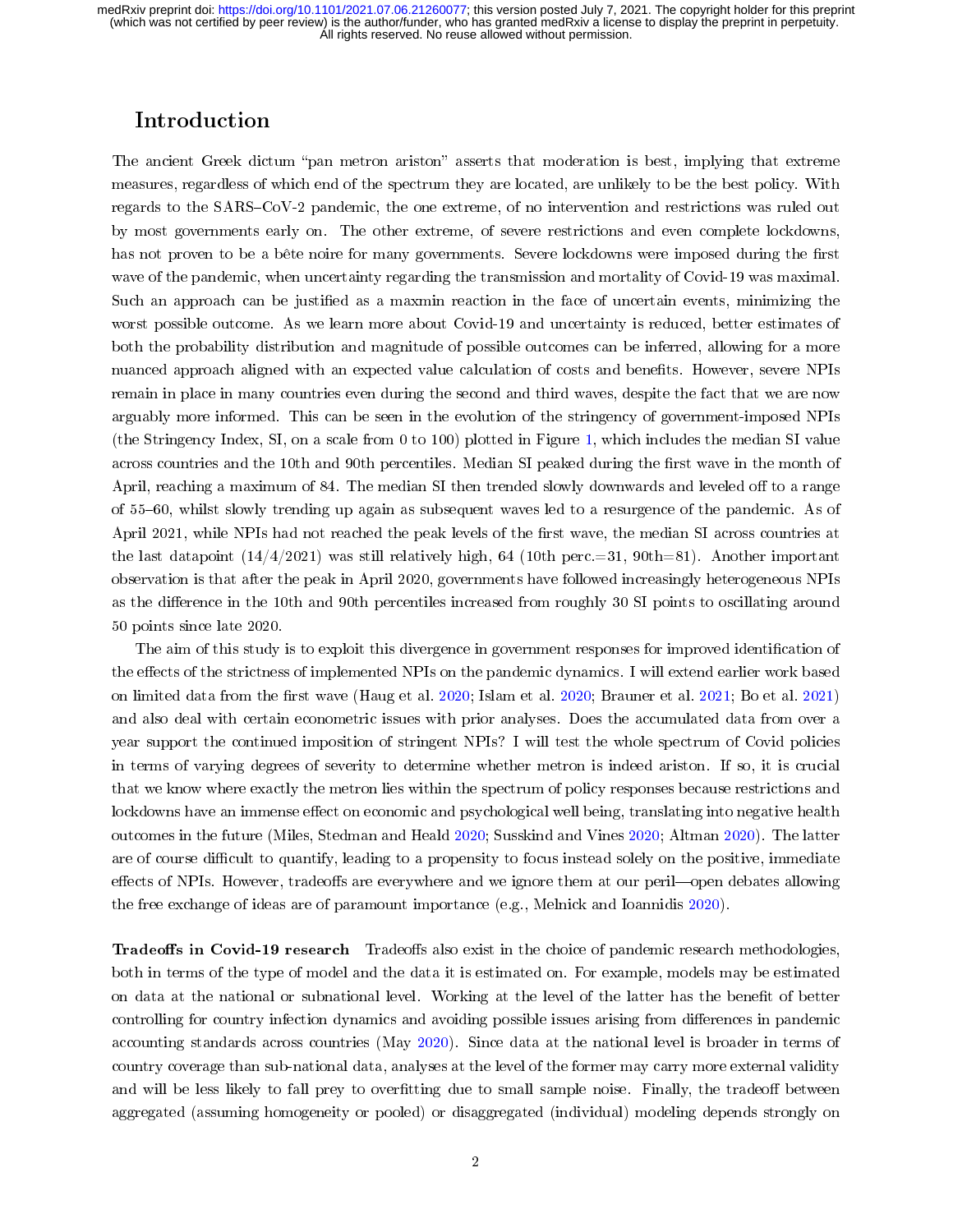# Introduction

The ancient Greek dictum "pan metron ariston" asserts that moderation is best, implying that extreme measures, regardless of which end of the spectrum they are located, are unlikely to be the best policy. With regards to the SARS–CoV-2 pandemic, the one extreme, of no intervention and restrictions was ruled out by most governments early on. The other extreme, of severe restrictions and even complete lockdowns, has not proven to be a bête noire for many governments. Severe lockdowns were imposed during the first wave of the pandemic, when uncertainty regarding the transmission and mortality of Covid-19 was maximal. Such an approach can be justified as a maxmin reaction in the face of uncertain events, minimizing the worst possible outcome. As we learn more about Covid-19 and uncertainty is reduced, better estimates of both the probability distribution and magnitude of possible outcomes can be inferred, allowing for a more nuanced approach aligned with an expected value calculation of costs and benefits. However, severe NPIs remain in place in many countries even during the second and third waves, despite the fact that we are now arguably more informed. This can be seen in the evolution of the stringency of government-imposed NPIs (the Stringency Index, SI, on a scale from 0 to 100) plotted in Figure 1, which includes the median SI value across countries and the 10th and 90th percentiles. Median SI peaked during the first wave in the month of April, reaching a maximum of 84. The median SI then trended slowly downwards and leveled off to a range of 55–60, whilst slowly trending up again as subsequent waves led to a resurgence of the pandemic. As of April 2021, while NPIs had not reached the peak levels of the first wave, the median SI across countries at the last datapoint (14/4/2021) was still relatively high, 64 (10th perc.=31, 90th=81). Another important observation is that after the peak in April 2020, governments have followed increasingly heterogeneous NPIs as the difference in the 10th and 90th percentiles increased from roughly 30 SI points to oscillating around 50 points since late 2020.

The aim of this study is to exploit this divergence in government responses for improved identification of the effects of the strictness of implemented NPIs on the pandemic dynamics. I will extend earlier work based on limited data from the first wave (Haug et al. 2020; Islam et al. 2020; Brauner et al. 2021; Bo et al. 2021) and also deal with certain econometric issues with prior analyses. Does the accumulated data from over a year support the continued imposition of stringent NPIs? I will test the whole spectrum of Covid policies in terms of varying degrees of severity to determine whether metron is indeed ariston. If so, it is crucial that we know where exactly the metron lies within the spectrum of policy responses because restrictions and lockdowns have an immense effect on economic and psychological well being, translating into negative health outcomes in the future (Miles, Stedman and Heald 2020; Susskind and Vines 2020; Altman 2020). The latter are of course difficult to quantify, leading to a propensity to focus instead solely on the positive, immediate effects of NPIs. However, tradeoffs are everywhere and we ignore them at our peril—open debates allowing the free exchange of ideas are of paramount importance (e.g., Melnick and Ioannidis 2020).

**Tradeoffs in Covid-19 research** Tradeoffs also exist in the choice of pandemic research methodologies, both in terms of the type of model and the data it is estimated on. For example, models may be estimated on data at the national or subnational level. Working at the level of the latter has the benefit of better controlling for country infection dynamics and avoiding possible issues arising from differences in pandemic accounting standards across countries (May 2020). Since data at the national level is broader in terms of country coverage than sub-national data, analyses at the level of the former may carry more external validity and will be less likely to fall prey to overfitting due to small sample noise. Finally, the tradeoff between aggregated (assuming homogeneity or pooled) or disaggregated (individual) modeling depends strongly on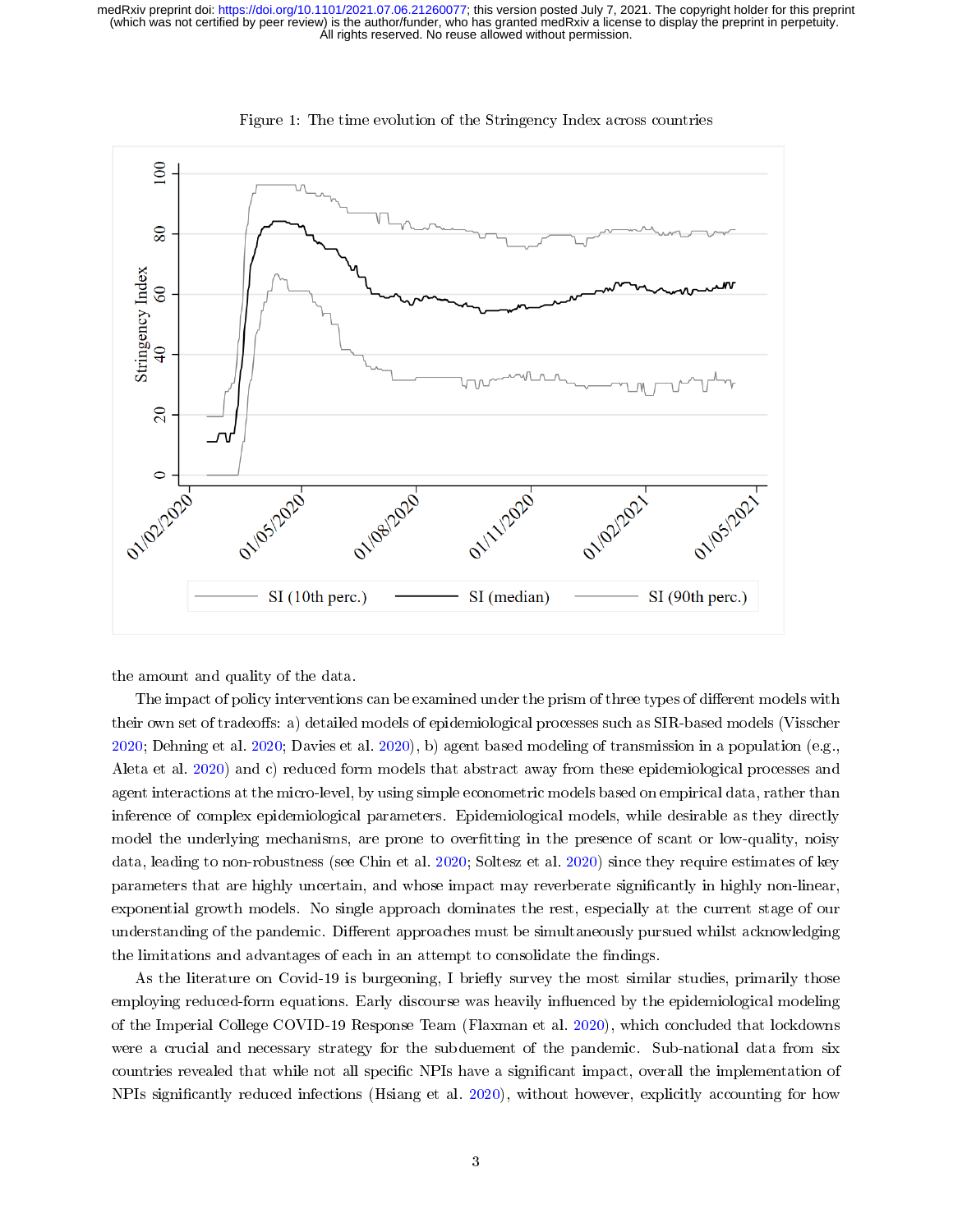Figure 1: The time evolution of the Stringency Index across countries

the amount and quality of the data.

The impact of policy interventions can be examined under the prism of three types of different models with their own set of tradeoffs: a) detailed models of epidemiological processes such as SIR-based models (Visscher 2020; Dehning et al. 2020; Davies et al. 2020), b) agent based modeling of transmission in a population (e.g., Aleta et al. 2020) and c) reduced form models that abstract away from these epidemiological processes and agent interactions at the micro-level, by using simple econometric models based on empirical data, rather than inference of complex epidemiological parameters. Epidemiological models, while desirable as they directly model the underlying mechanisms, are prone to overfitting in the presence of scant or low-quality, noisy data, leading to non-robustness (see Chin et al. 2020; Soltesz et al. 2020) since they require estimates of key parameters that are highly uncertain, and whose impact may reverberate significantly in highly non-linear, exponential growth models. No single approach dominates the rest, especially at the current stage of our understanding of the pandemic. Different approaches must be simultaneously pursued whilst acknowledging the limitations and advantages of each in an attempt to consolidate the findings.

As the literature on Covid-19 is burgeoning, I briefly survey the most similar studies, primarily those employing reduced-form equations. Early discourse was heavily influenced by the epidemiological modeling of the Imperial College COVID-19 Response Team (Flaxman et al. 2020), which concluded that lockdowns were a crucial and necessary strategy for the subduement of the pandemic. Sub-national data from six countries revealed that while not all specific NPIs have a significant impact, overall the implementation of NPIs significantly reduced infections (Hsiang et al. 2020), without however, explicitly accounting for how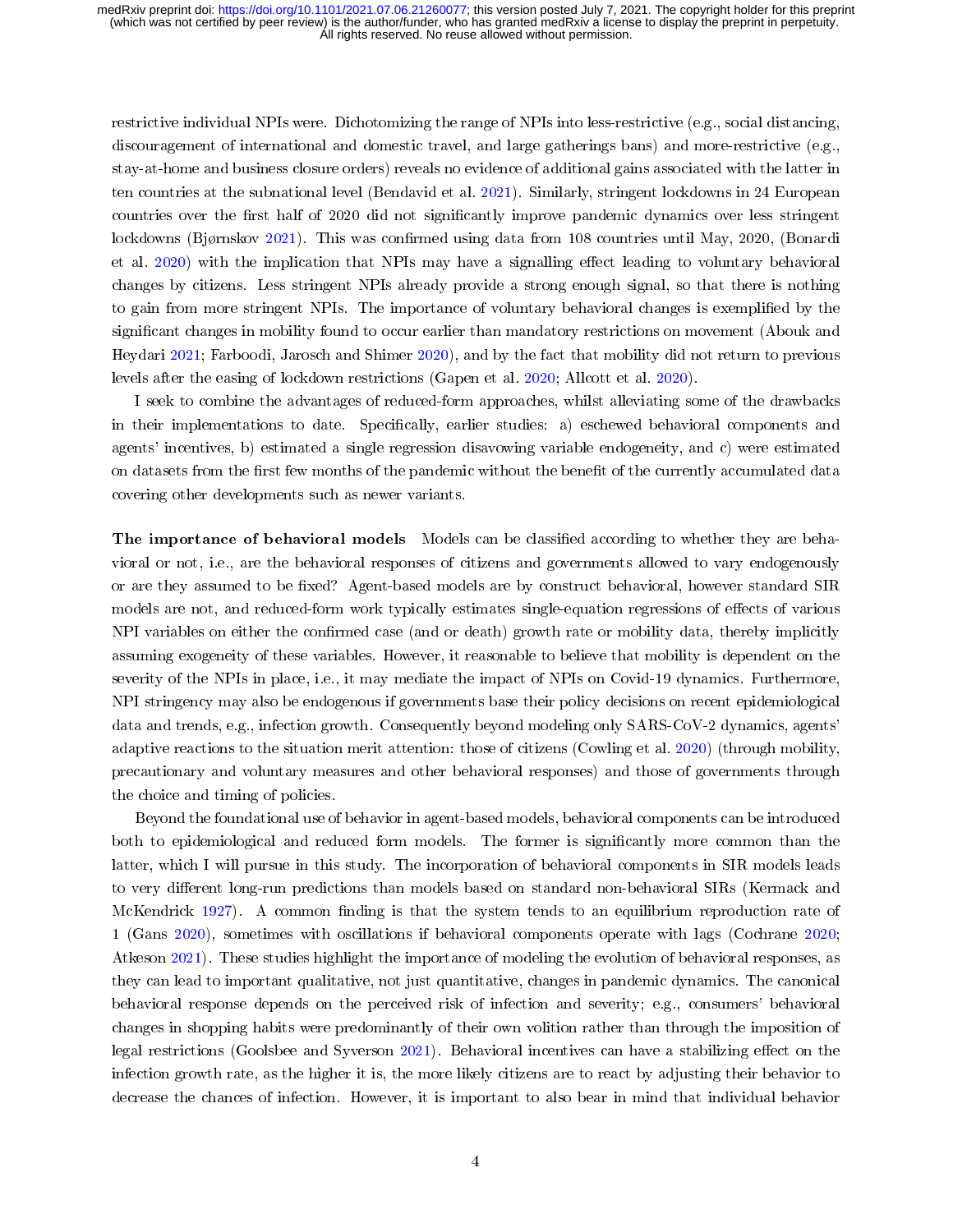restrictive individual NPIs were. Dichotomizing the range of NPIs into less-restrictive (e.g., social distancing, discouragement of international and domestic travel, and large gatherings bans) and more-restrictive (e.g., stay-at-home and business closure orders) reveals no evidence of additional gains associated with the latter in ten countries at the subnational level (Bendavid et al. 2021). Similarly, stringent lockdowns in 24 European countries over the first half of 2020 did not significantly improve pandemic dynamics over less stringent lockdowns (Bjørnskov 2021). This was confirmed using data from 108 countries until May, 2020, (Bonardi et al. 2020) with the implication that NPIs may have a signalling effect leading to voluntary behavioral changes by citizens. Less stringent NPIs already provide a strong enough signal, so that there is nothing to gain from more stringent NPIs. The importance of voluntary behavioral changes is exemplified by the significant changes in mobility found to occur earlier than mandatory restrictions on movement (Abouk and Heydari 2021; Farboodi, Jarosch and Shimer 2020), and by the fact that mobility did not return to previous levels after the easing of lockdown restrictions (Gapen et al. 2020; Allcott et al. 2020).

I seek to combine the advantages of reduced-form approaches, whilst alleviating some of the drawbacks in their implementations to date. Specifically, earlier studies: a) eschewed behavioral components and agents' incentives, b) estimated a single regression disavowing variable endogeneity, and c) were estimated on datasets from the first few months of the pandemic without the benefit of the currently accumulated data covering other developments such as newer variants.

**The importance of behavioral models** Models can be classified according to whether they are behavioral or not, i.e., are the behavioral responses of citizens and governments allowed to vary endogenously or are they assumed to be fixed? Agent-based models are by construct behavioral, however standard SIR models are not, and reduced-form work typically estimates single-equation regressions of effects of various NPI variables on either the confirmed case (and or death) growth rate or mobility data, thereby implicitly assuming exogeneity of these variables. However, it reasonable to believe that mobility is dependent on the severity of the NPIs in place, i.e., it may mediate the impact of NPIs on Covid-19 dynamics. Furthermore, NPI stringency may also be endogenous if governments base their policy decisions on recent epidemiological data and trends, e.g., infection growth. Consequently beyond modeling only SARS-CoV-2 dynamics, agents' adaptive reactions to the situation merit attention: those of citizens (Cowling et al. 2020) (through mobility, precautionary and voluntary measures and other behavioral responses) and those of governments through the choice and timing of policies.

Beyond the foundational use of behavior in agent-based models, behavioral components can be introduced both to epidemiological and reduced form models. The former is significantly more common than the latter, which I will pursue in this study. The incorporation of behavioral components in SIR models leads to very different long-run predictions than models based on standard non-behavioral SIRs (Kermack and McKendrick 1927). A common finding is that the system tends to an equilibrium reproduction rate of 1 (Gans 2020), sometimes with oscillations if behavioral components operate with lags (Cochrane 2020; Atkeson 2021). These studies highlight the importance of modeling the evolution of behavioral responses, as they can lead to important qualitative, not just quantitative, changes in pandemic dynamics. The canonical behavioral response depends on the perceived risk of infection and severity; e.g., consumers' behavioral changes in shopping habits were predominantly of their own volition rather than through the imposition of legal restrictions (Goolsbee and Syverson 2021). Behavioral incentives can have a stabilizing effect on the infection growth rate, as the higher it is, the more likely citizens are to react by adjusting their behavior to decrease the chances of infection. However, it is important to also bear in mind that individual behavior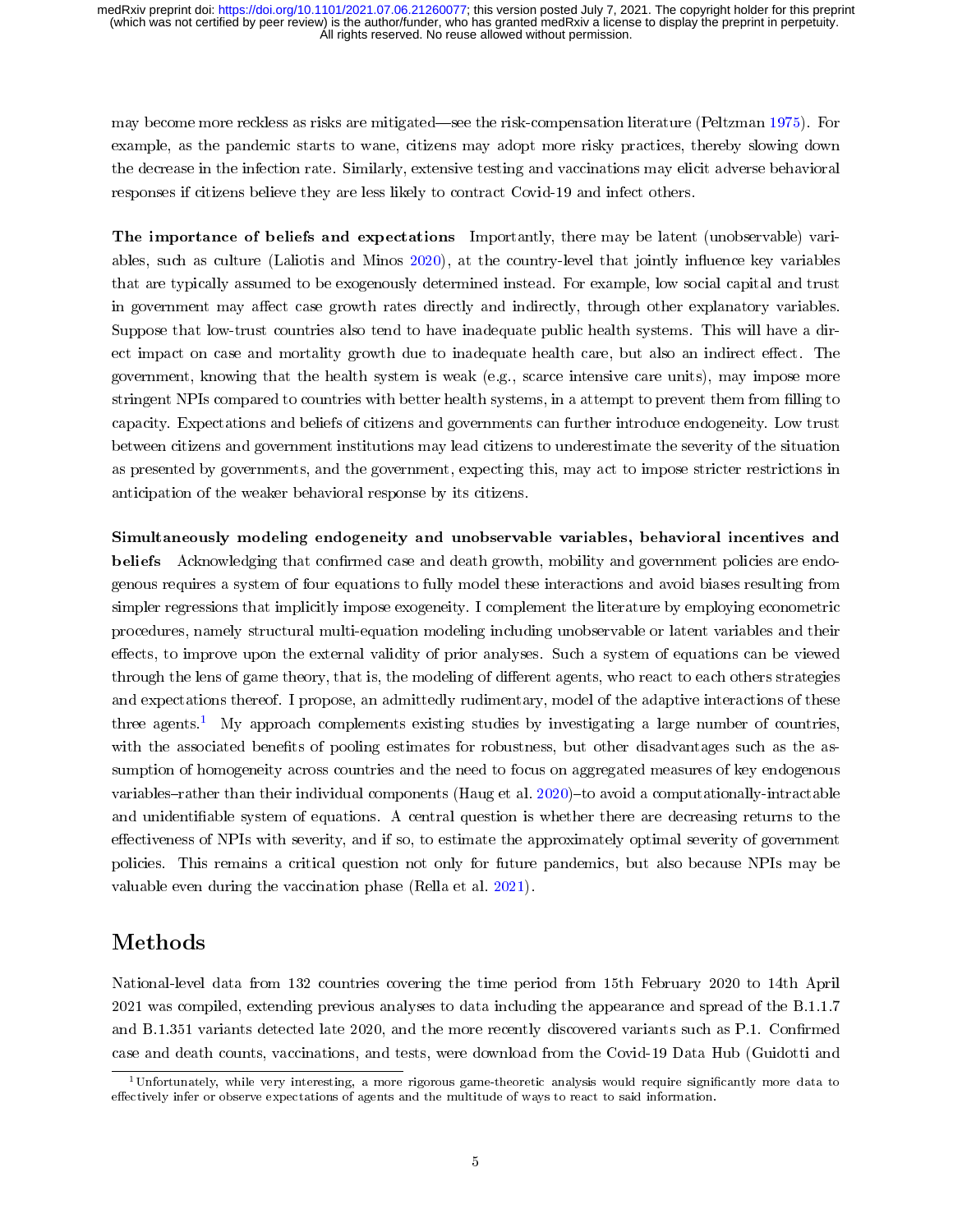may become more reckless as risks are mitigated—see the risk-compensation literature (Peltzman 1975). For example, as the pandemic starts to wane, citizens may adopt more risky practices, thereby slowing down the decrease in the infection rate. Similarly, extensive testing and vaccinations may elicit adverse behavioral responses if citizens believe they are less likely to contract Covid-19 and infect others.

**The importance of beliefs and expectations** Importantly, there may be latent (unobservable) variables, such as culture (Laliotis and Minos 2020), at the country-level that jointly influence key variables that are typically assumed to be exogenously determined instead. For example, low social capital and trust in government may affect case growth rates directly and indirectly, through other explanatory variables. Suppose that low-trust countries also tend to have inadequate public health systems. This will have a direct impact on case and mortality growth due to inadequate health care, but also an indirect effect. The government, knowing that the health system is weak (e.g., scarce intensive care units), may impose more stringent NPIs compared to countries with better health systems, in a attempt to prevent them from filling to capacity. Expectations and beliefs of citizens and governments can further introduce endogeneity. Low trust between citizens and government institutions may lead citizens to underestimate the severity of the situation as presented by governments, and the government, expecting this, may act to impose stricter restrictions in anticipation of the weaker behavioral response by its citizens.

**Simultaneously modeling endogeneity and unobservable variables, behavioral incentives and beliefs** Acknowledging that confirmed case and death growth, mobility and government policies are endogenous requires a system of four equations to fully model these interactions and avoid biases resulting from simpler regressions that implicitly impose exogeneity. I complement the literature by employing econometric procedures, namely structural multi-equation modeling including unobservable or latent variables and their effects, to improve upon the external validity of prior analyses. Such a system of equations can be viewed through the lens of game theory, that is, the modeling of different agents, who react to each others strategies and expectations thereof. I propose, an admittedly rudimentary, model of the adaptive interactions of these three agents.[1] My approach complements existing studies by investigating a large number of countries, with the associated benefits of pooling estimates for robustness, but other disadvantages such as the assumption of homogeneity across countries and the need to focus on aggregated measures of key endogenous variables–rather than their individual components (Haug et al. 2020)–to avoid a computationally-intractable and unidentifiable system of equations. A central question is whether there are decreasing returns to the effectiveness of NPIs with severity, and if so, to estimate the approximately optimal severity of government policies. This remains a critical question not only for future pandemics, but also because NPIs may be valuable even during the vaccination phase (Rella et al. 2021).

## Methods

National-level data from 132 countries covering the time period from 15th February 2020 to 14th April 2021 was compiled, extending previous analyses to data including the appearance and spread of the B.1.1.7 and B.1.351 variants detected late 2020, and the more recently discovered variants such as P.1. Confirmed case and death counts, vaccinations, and tests, were download from the Covid-19 Data Hub (Guidotti and

[1] Unfortunately, while very interesting, a more rigorous game-theoretic analysis would require significantly more data to effectively infer or observe expectations of agents and the multitude of ways to react to said information.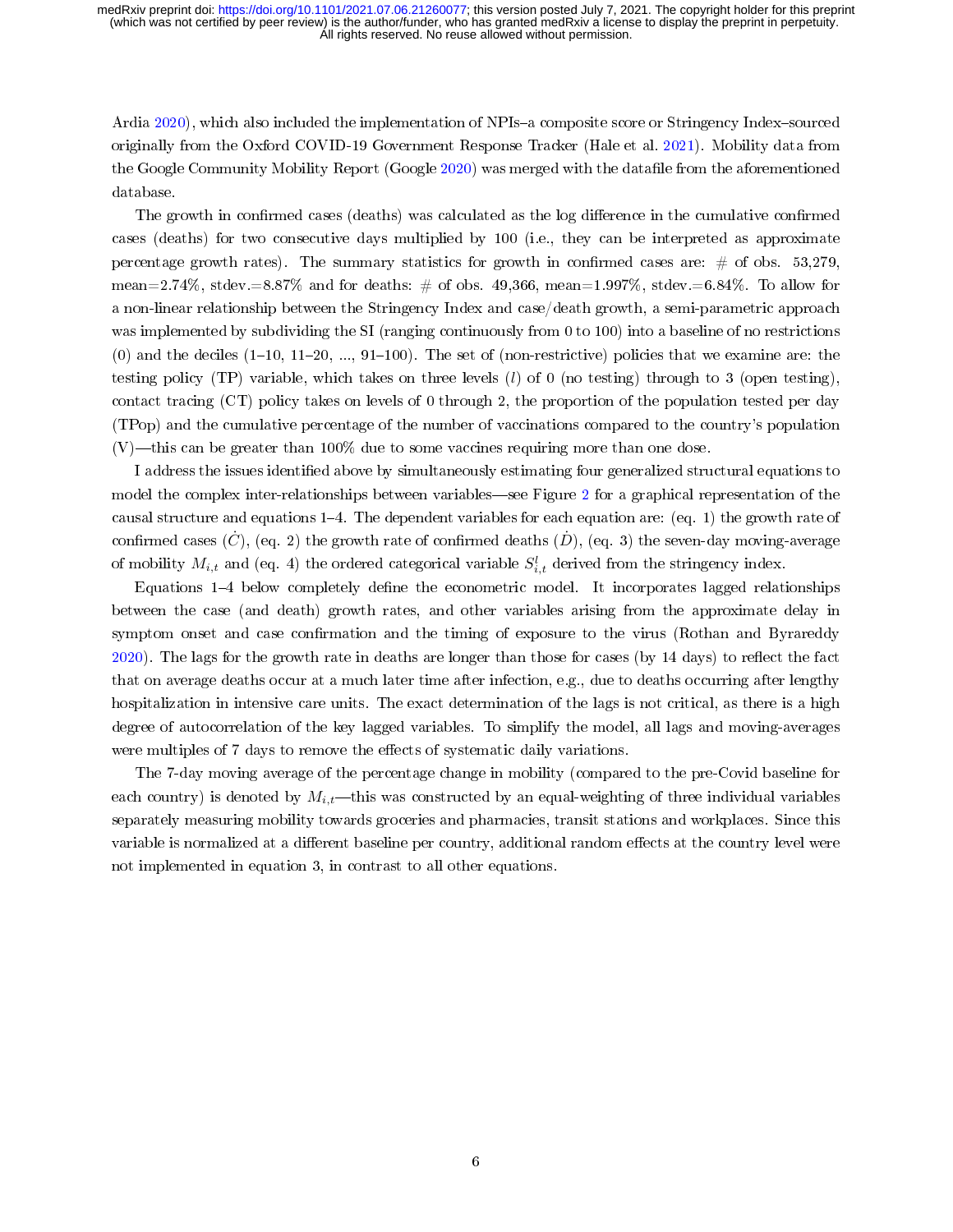Ardia 2020), which also included the implementation of NPIs–a composite score or Stringency Index–sourced originally from the Oxford COVID-19 Government Response Tracker (Hale et al. 2021). Mobility data from the Google Community Mobility Report (Google 2020) was merged with the datafile from the aforementioned database.

The growth in confirmed cases (deaths) was calculated as the log difference in the cumulative confirmed cases (deaths) for two consecutive days multiplied by 100 (i.e., they can be interpreted as approximate percentage growth rates). The summary statistics for growth in confirmed cases are: # of obs. 53,279, mean=2.74%, stdev.=8.87% and for deaths: # of obs. 49,366, mean=1.997%, stdev.=6.84%. To allow for a non-linear relationship between the Stringency Index and case/death growth, a semi-parametric approach was implemented by subdividing the SI (ranging continuously from 0 to 100) into a baseline of no restrictions (0) and the deciles (1–10, 11–20, ..., 91–100). The set of (non-restrictive) policies that we examine are: the testing policy (TP) variable, which takes on three levels ($l$) of 0 (no testing) through to 3 (open testing), contact tracing (CT) policy takes on levels of 0 through 2, the proportion of the population tested per day (TPop) and the cumulative percentage of the number of vaccinations compared to the country's population (V)—this can be greater than 100% due to some vaccines requiring more than one dose.

I address the issues identified above by simultaneously estimating four generalized structural equations to model the complex inter-relationships between variables—see Figure 2 for a graphical representation of the causal structure and equations 1–4. The dependent variables for each equation are: (eq. 1) the growth rate of confirmed cases ($\dot{C}$), (eq. 2) the growth rate of confirmed deaths ($\dot{D}$), (eq. 3) the seven-day moving-average of mobility $M_{i,t}$ and (eq. 4) the ordered categorical variable $S^{l}_{i,t}$ derived from the stringency index.

Equations 1–4 below completely define the econometric model. It incorporates lagged relationships between the case (and death) growth rates, and other variables arising from the approximate delay in symptom onset and case confirmation and the timing of exposure to the virus (Rothan and Byrareddy 2020). The lags for the growth rate in deaths are longer than those for cases (by 14 days) to reflect the fact that on average deaths occur at a much later time after infection, e.g., due to deaths occurring after lengthy hospitalization in intensive care units. The exact determination of the lags is not critical, as there is a high degree of autocorrelation of the key lagged variables. To simplify the model, all lags and moving-averages were multiples of 7 days to remove the effects of systematic daily variations.

The 7-day moving average of the percentage change in mobility (compared to the pre-Covid baseline for each country) is denoted by $M_{i,t}$—this was constructed by an equal-weighting of three individual variables separately measuring mobility towards groceries and pharmacies, transit stations and workplaces. Since this variable is normalized at a different baseline per country, additional random effects at the country level were not implemented in equation 3, in contrast to all other equations.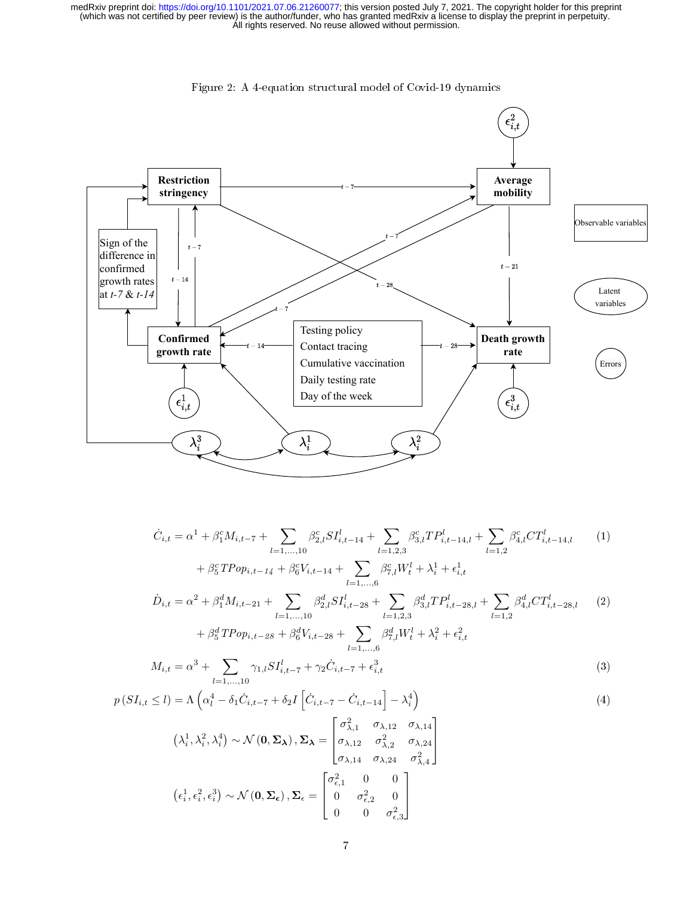Figure 2: A 4-equation structural model of Covid-19 dynamics

Restriction stringency

Average mobility

Sign of the difference in confirmed growth rates at *t-7* & *t-14*

Confirmed growth rate

Testing policy
Contact tracing
Cumulative vaccination
Daily testing rate
Day of the week

Death growth rate

Observable variables

Latent variables

Errors

$$
\begin{aligned}
\dot{C}_{i,t} &= \alpha^1 + \beta_1^c M_{i,t-7} + \sum_{l=1,\dots,10} \beta_{2,l}^c SI_{i,t-14}^l + \sum_{l=1,2,3} \beta_{3,l}^c TP_{i,t-14,l}^l + \sum_{l=1,2} \beta_{4,l}^c CT_{i,t-14,l}^l \quad (1)\\
&\quad + \beta_5^c TPop_{i,t-14} + \beta_6^c V_{i,t-14} + \sum_{l=1,\dots,6} \beta_{7,l}^c W_t^l + \lambda_i^1 + \epsilon_{i,t}^1
\end{aligned}
$$

$$
\begin{aligned}
\dot{D}_{i,t} &= \alpha^2 + \beta_1^d M_{i,t-21} + \sum_{l=1,\dots,10} \beta_{2,l}^d SI_{i,t-28}^l + \sum_{l=1,2,3} \beta_{3,l}^d TP_{i,t-28,l}^l + \sum_{l=1,2} \beta_{4,l}^d CT_{i,t-28,l}^l \quad (2)\\
&\quad + \beta_5^d TPop_{i,t-28} + \beta_6^d V_{i,t-28} + \sum_{l=1,\dots,6} \beta_{7,l}^d W_t^l + \lambda_i^2 + \epsilon_{i,t}^2
\end{aligned}
$$

$$
M_{i,t} = \alpha^3 + \sum_{l=1,\dots,10} \gamma_{1,l} SI_{i,t-7}^l + \gamma_2 \dot{C}_{i,t-7} + \epsilon_{i,t}^3 \quad (3)
$$

$$
p\left(SI_{i,t} \le l\right) = \Lambda\left(\alpha_l^4 - \delta_1 \dot{C}_{i,t-7} + \delta_2 I\left[\dot{C}_{i,t-7} - \dot{C}_{i,t-14}\right] - \lambda_i^4\right) \quad (4)
$$

$$
\left(\lambda_i^1, \lambda_i^2, \lambda_i^4\right) \sim \mathcal{N}\left(\mathbf{0}, \mathbf{\Sigma_\lambda}\right), \mathbf{\Sigma_\lambda} = \begin{bmatrix} \sigma_{\lambda,1}^2 & \sigma_{\lambda,12} & \sigma_{\lambda,14} \\ \sigma_{\lambda,12} & \sigma_{\lambda,2}^2 & \sigma_{\lambda,24} \\ \sigma_{\lambda,14} & \sigma_{\lambda,24} & \sigma_{\lambda,4}^2 \end{bmatrix}
$$

$$
\left(\epsilon_i^1, \epsilon_i^2, \epsilon_i^3\right) \sim \mathcal{N}\left(\mathbf{0}, \mathbf{\Sigma_\epsilon}\right), \mathbf{\Sigma_\epsilon} = \begin{bmatrix} \sigma_{\epsilon,1}^2 & 0 & 0 \\ 0 & \sigma_{\epsilon,2}^2 & 0 \\ 0 & 0 & \sigma_{\epsilon,3}^2 \end{bmatrix}
$$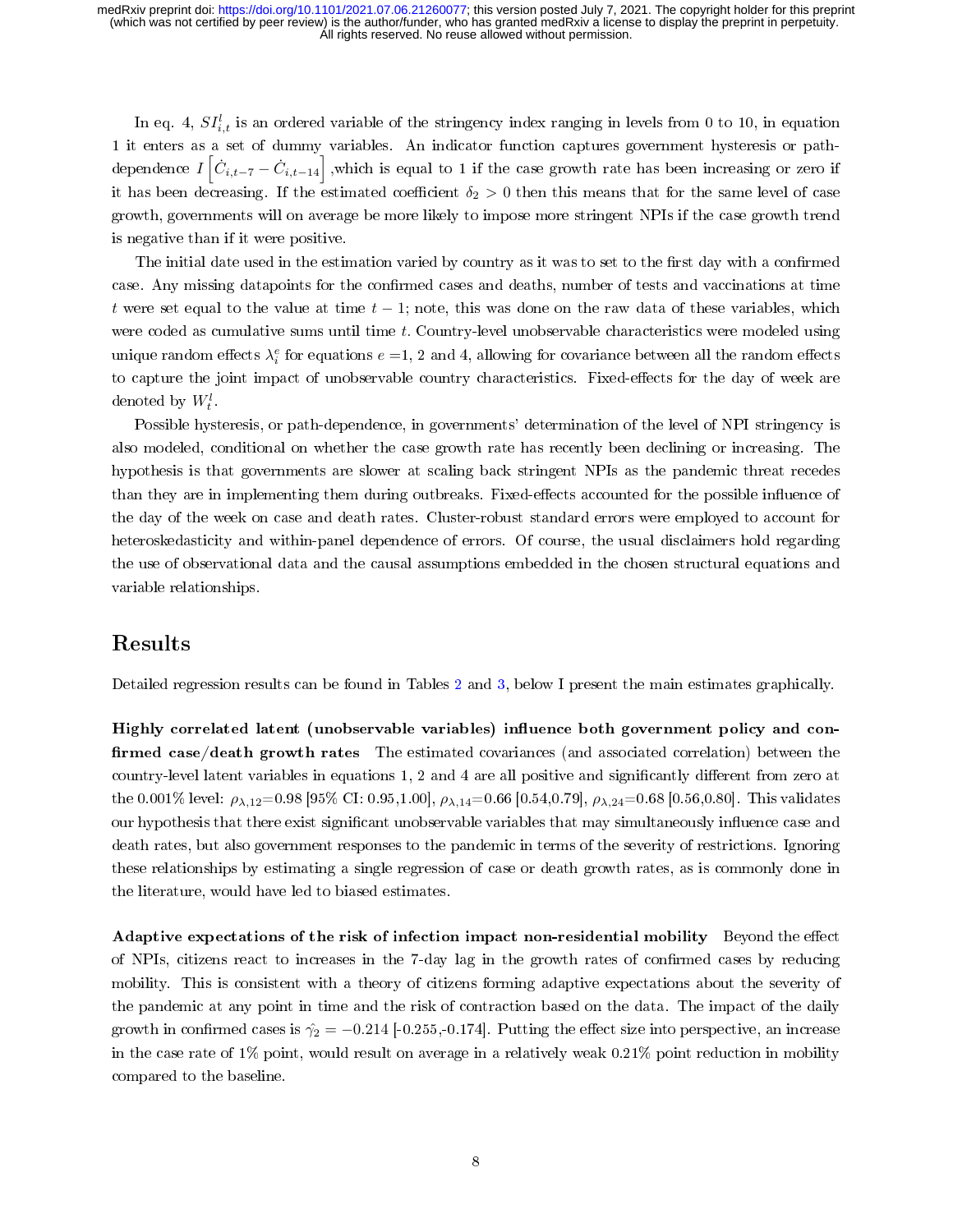In eq. 4, $SI^l_{i,t}$ is an ordered variable of the stringency index ranging in levels from 0 to 10, in equation 1 it enters as a set of dummy variables. An indicator function captures government hysteresis or path-dependence $I\left[\dot{C}_{i,t-7} - \dot{C}_{i,t-14}\right]$ ,which is equal to 1 if the case growth rate has been increasing or zero if it has been decreasing. If the estimated coefficient $\delta_2 > 0$ then this means that for the same level of case growth, governments will on average be more likely to impose more stringent NPIs if the case growth trend is negative than if it were positive.

The initial date used in the estimation varied by country as it was to set to the first day with a confirmed case. Any missing datapoints for the confirmed cases and deaths, number of tests and vaccinations at time $t$ were set equal to the value at time $t-1$; note, this was done on the raw data of these variables, which were coded as cumulative sums until time $t$. Country-level unobservable characteristics were modeled using unique random effects $\lambda^e_i$ for equations $e$ =1, 2 and 4, allowing for covariance between all the random effects to capture the joint impact of unobservable country characteristics. Fixed-effects for the day of week are denoted by $W^l_t$.

Possible hysteresis, or path-dependence, in governments' determination of the level of NPI stringency is also modeled, conditional on whether the case growth rate has recently been declining or increasing. The hypothesis is that governments are slower at scaling back stringent NPIs as the pandemic threat recedes than they are in implementing them during outbreaks. Fixed-effects accounted for the possible influence of the day of the week on case and death rates. Cluster-robust standard errors were employed to account for heteroskedasticity and within-panel dependence of errors. Of course, the usual disclaimers hold regarding the use of observational data and the causal assumptions embedded in the chosen structural equations and variable relationships.

## Results

Detailed regression results can be found in Tables 2 and 3, below I present the main estimates graphically.

**Highly correlated latent (unobservable variables) influence both government policy and confirmed case/death growth rates** The estimated covariances (and associated correlation) between the country-level latent variables in equations 1, 2 and 4 are all positive and significantly different from zero at the 0.001% level: $\rho_{\lambda,12}$=0.98 [95% CI: 0.95,1.00], $\rho_{\lambda,14}$=0.66 [0.54,0.79], $\rho_{\lambda,24}$=0.68 [0.56,0.80]. This validates our hypothesis that there exist significant unobservable variables that may simultaneously influence case and death rates, but also government responses to the pandemic in terms of the severity of restrictions. Ignoring these relationships by estimating a single regression of case or death growth rates, as is commonly done in the literature, would have led to biased estimates.

**Adaptive expectations of the risk of infection impact non-residential mobility** Beyond the effect of NPIs, citizens react to increases in the 7-day lag in the growth rates of confirmed cases by reducing mobility. This is consistent with a theory of citizens forming adaptive expectations about the severity of the pandemic at any point in time and the risk of contraction based on the data. The impact of the daily growth in confirmed cases is $\hat{\gamma}_2 = -0.214$ [-0.255,-0.174]. Putting the effect size into perspective, an increase in the case rate of 1% point, would result on average in a relatively weak 0.21% point reduction in mobility compared to the baseline.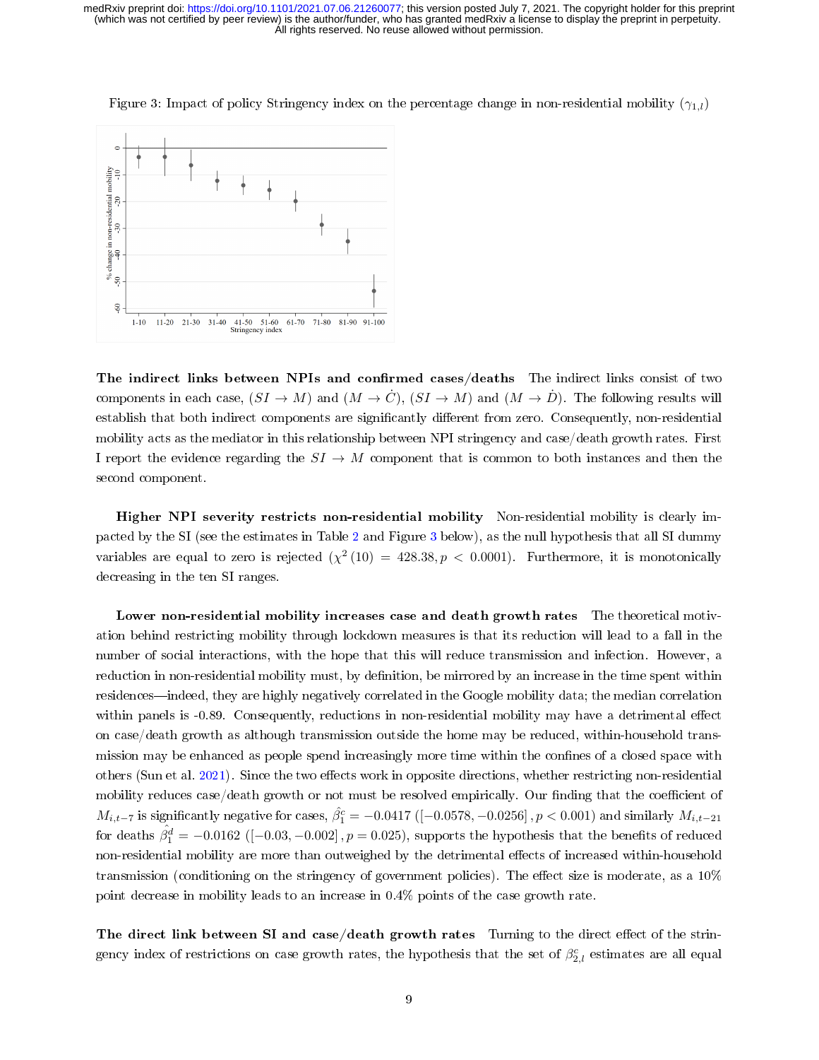Figure 3: Impact of policy Stringency index on the percentage change in non-residential mobility ($\gamma_{1,l}$)

**The indirect links between NPIs and confirmed cases/deaths** The indirect links consist of two components in each case, $(SI \rightarrow M)$ and $(M \rightarrow \dot{C})$, $(SI \rightarrow M)$ and $(M \rightarrow \dot{D})$. The following results will establish that both indirect components are significantly different from zero. Consequently, non-residential mobility acts as the mediator in this relationship between NPI stringency and case/death growth rates. First I report the evidence regarding the $SI \rightarrow M$ component that is common to both instances and then the second component.

**Higher NPI severity restricts non-residential mobility** Non-residential mobility is clearly impacted by the SI (see the estimates in Table 2 and Figure 3 below), as the null hypothesis that all SI dummy variables are equal to zero is rejected ($\chi^2(10) = 428.38, p < 0.0001$). Furthermore, it is monotonically decreasing in the ten SI ranges.

**Lower non-residential mobility increases case and death growth rates** The theoretical motivation behind restricting mobility through lockdown measures is that its reduction will lead to a fall in the number of social interactions, with the hope that this will reduce transmission and infection. However, a reduction in non-residential mobility must, by definition, be mirrored by an increase in the time spent within residences—indeed, they are highly negatively correlated in the Google mobility data; the median correlation within panels is -0.89. Consequently, reductions in non-residential mobility may have a detrimental effect on case/death growth as although transmission outside the home may be reduced, within-household transmission may be enhanced as people spend increasingly more time within the confines of a closed space with others (Sun et al. 2021). Since the two effects work in opposite directions, whether restricting non-residential mobility reduces case/death growth or not must be resolved empirically. Our finding that the coefficient of $M_{i,t-7}$ is significantly negative for cases, $\hat{\beta}_1^c = -0.0417$ $([-0.0578, -0.0256], p < 0.001)$ and similarly $M_{i,t-21}$ for deaths $\hat{\beta}_1^d = -0.0162$ $([-0.03, -0.002], p = 0.025)$, supports the hypothesis that the benefits of reduced non-residential mobility are more than outweighed by the detrimental effects of increased within-household transmission (conditioning on the stringency of government policies). The effect size is moderate, as a 10% point decrease in mobility leads to an increase in 0.4% points of the case growth rate.

**The direct link between SI and case/death growth rates** Turning to the direct effect of the stringency index of restrictions on case growth rates, the hypothesis that the set of $\beta_{2,l}^c$ estimates are all equal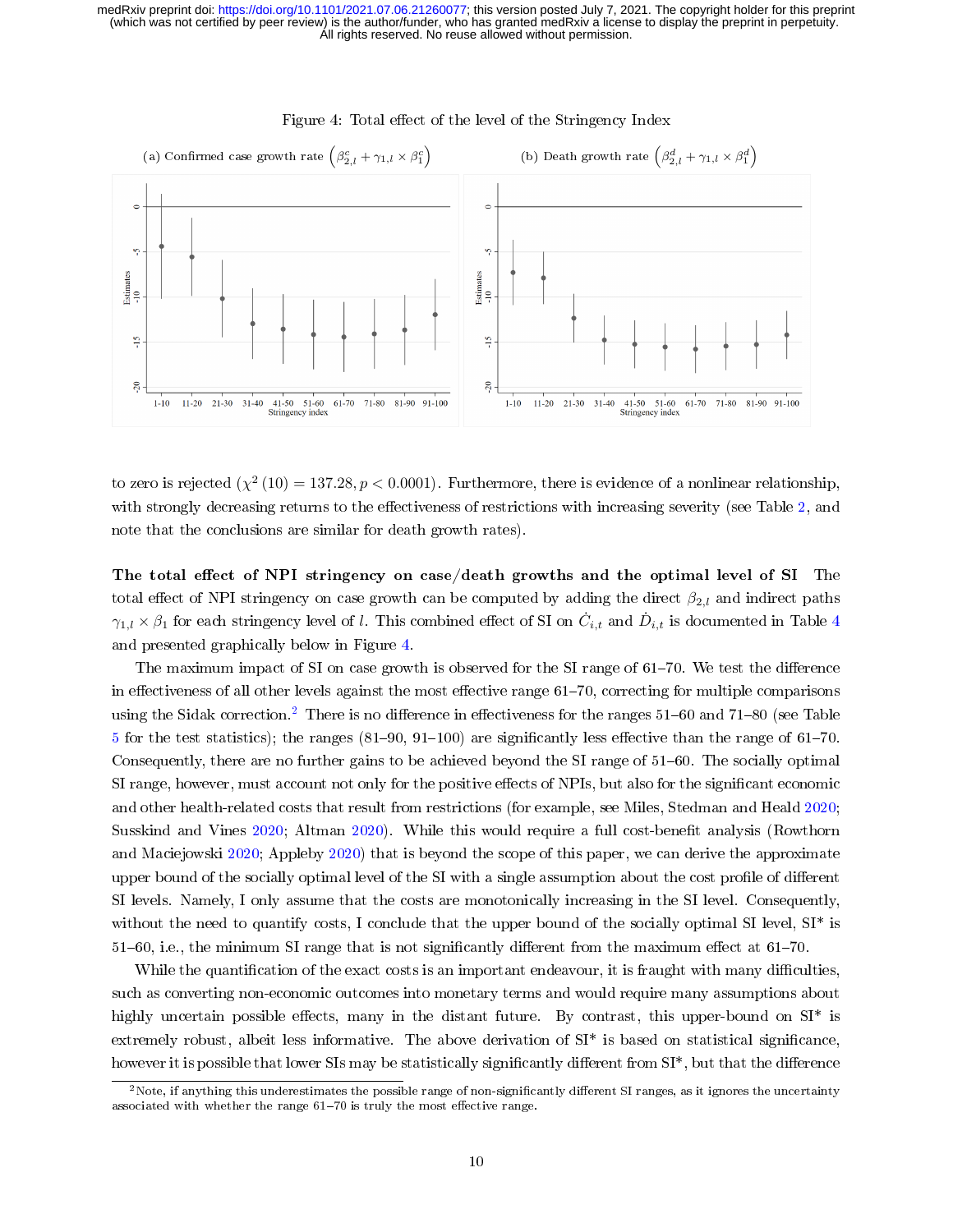Figure 4: Total effect of the level of the Stringency Index

(a) Confirmed case growth rate $\left(\beta^{c}_{2,l} + \gamma_{1,l} \times \beta^{c}_{1}\right)$

(b) Death growth rate $\left(\beta^{d}_{2,l} + \gamma_{1,l} \times \beta^{d}_{1}\right)$

to zero is rejected ($\chi^2(10) = 137.28, p < 0.0001$). Furthermore, there is evidence of a nonlinear relationship, with strongly decreasing returns to the effectiveness of restrictions with increasing severity (see Table 2, and note that the conclusions are similar for death growth rates).

**The total effect of NPI stringency on case/death growths and the optimal level of SI** The total effect of NPI stringency on case growth can be computed by adding the direct $\beta_{2,l}$ and indirect paths $\gamma_{1,l} \times \beta_1$ for each stringency level of $l$. This combined effect of SI on $\dot{C}_{i,t}$ and $\dot{D}_{i,t}$ is documented in Table 4 and presented graphically below in Figure 4.

The maximum impact of SI on case growth is observed for the SI range of 61–70. We test the difference in effectiveness of all other levels against the most effective range 61–70, correcting for multiple comparisons using the Sidak correction.[2] There is no difference in effectiveness for the ranges 51–60 and 71–80 (see Table 5 for the test statistics); the ranges (81–90, 91–100) are significantly less effective than the range of 61–70. Consequently, there are no further gains to be achieved beyond the SI range of 51–60. The socially optimal SI range, however, must account not only for the positive effects of NPIs, but also for the significant economic and other health-related costs that result from restrictions (for example, see Miles, Stedman and Heald 2020; Susskind and Vines 2020; Altman 2020). While this would require a full cost-benefit analysis (Rowthorn and Maciejowski 2020; Appleby 2020) that is beyond the scope of this paper, we can derive the approximate upper bound of the socially optimal level of the SI with a single assumption about the cost profile of different SI levels. Namely, I only assume that the costs are monotonically increasing in the SI level. Consequently, without the need to quantify costs, I conclude that the upper bound of the socially optimal SI level, SI* is 51–60, i.e., the minimum SI range that is not significantly different from the maximum effect at 61–70.

While the quantification of the exact costs is an important endeavour, it is fraught with many difficulties, such as converting non-economic outcomes into monetary terms and would require many assumptions about highly uncertain possible effects, many in the distant future. By contrast, this upper-bound on SI* is extremely robust, albeit less informative. The above derivation of SI* is based on statistical significance, however it is possible that lower SIs may be statistically significantly different from SI*, but that the difference

[2] Note, if anything this underestimates the possible range of non-significantly different SI ranges, as it ignores the uncertainty associated with whether the range 61–70 is truly the most effective range.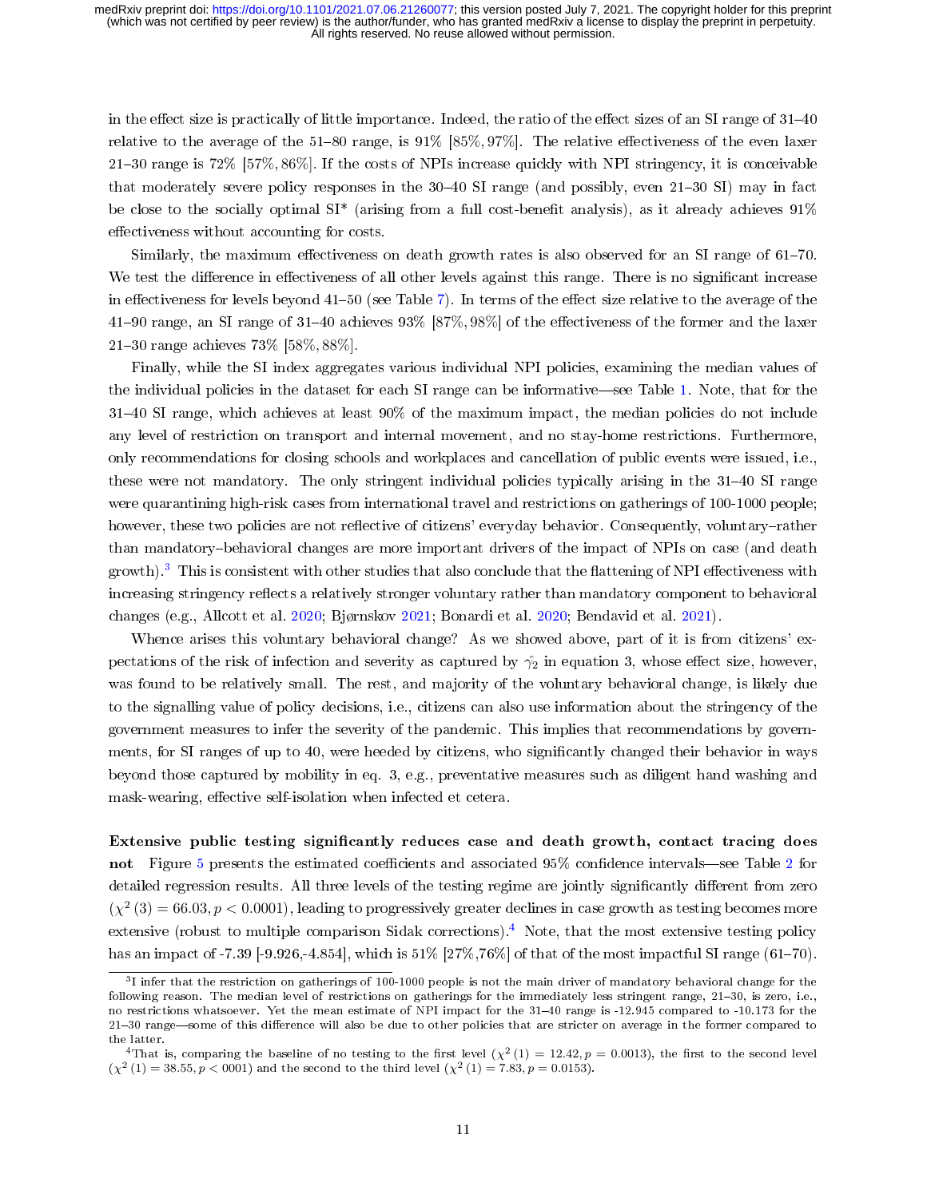in the effect size is practically of little importance. Indeed, the ratio of the effect sizes of an SI range of 31–40 relative to the average of the 51–80 range, is 91% [85%, 97%]. The relative effectiveness of the even laxer 21–30 range is 72% [57%, 86%]. If the costs of NPIs increase quickly with NPI stringency, it is conceivable that moderately severe policy responses in the 30–40 SI range (and possibly, even 21–30 SI) may in fact be close to the socially optimal SI* (arising from a full cost-benefit analysis), as it already achieves 91% effectiveness without accounting for costs.

Similarly, the maximum effectiveness on death growth rates is also observed for an SI range of 61–70. We test the difference in effectiveness of all other levels against this range. There is no significant increase in effectiveness for levels beyond 41–50 (see Table 7). In terms of the effect size relative to the average of the 41–90 range, an SI range of 31–40 achieves 93% [87%, 98%] of the effectiveness of the former and the laxer 21–30 range achieves 73% [58%, 88%].

Finally, while the SI index aggregates various individual NPI policies, examining the median values of the individual policies in the dataset for each SI range can be informative—see Table 1. Note, that for the 31–40 SI range, which achieves at least 90% of the maximum impact, the median policies do not include any level of restriction on transport and internal movement, and no stay-home restrictions. Furthermore, only recommendations for closing schools and workplaces and cancellation of public events were issued, i.e., these were not mandatory. The only stringent individual policies typically arising in the 31–40 SI range were quarantining high-risk cases from international travel and restrictions on gatherings of 100-1000 people; however, these two policies are not reflective of citizens' everyday behavior. Consequently, voluntary–rather than mandatory–behavioral changes are more important drivers of the impact of NPIs on case (and death growth).[3] This is consistent with other studies that also conclude that the flattening of NPI effectiveness with increasing stringency reflects a relatively stronger voluntary rather than mandatory component to behavioral changes (e.g., Allcott et al. 2020; Bjørnskov 2021; Bonardi et al. 2020; Bendavid et al. 2021).

Whence arises this voluntary behavioral change? As we showed above, part of it is from citizens' expectations of the risk of infection and severity as captured by $\hat{\gamma_2}$ in equation 3, whose effect size, however, was found to be relatively small. The rest, and majority of the voluntary behavioral change, is likely due to the signalling value of policy decisions, i.e., citizens can also use information about the stringency of the government measures to infer the severity of the pandemic. This implies that recommendations by governments, for SI ranges of up to 40, were heeded by citizens, who significantly changed their behavior in ways beyond those captured by mobility in eq. 3, e.g., preventative measures such as diligent hand washing and mask-wearing, effective self-isolation when infected et cetera.

**Extensive public testing significantly reduces case and death growth, contact tracing does not** Figure 5 presents the estimated coefficients and associated 95% confidence intervals—see Table 2 for detailed regression results. All three levels of the testing regime are jointly significantly different from zero ($\chi^2(3) = 66.03, p < 0.0001$), leading to progressively greater declines in case growth as testing becomes more extensive (robust to multiple comparison Sidak corrections).[4] Note, that the most extensive testing policy has an impact of -7.39 [-9.926,-4.854], which is 51% [27%,76%] of that of the most impactful SI range (61–70).

---

[3] I infer that the restriction on gatherings of 100-1000 people is not the main driver of mandatory behavioral change for the following reason. The median level of restrictions on gatherings for the immediately less stringent range, 21–30, is zero, i.e., no restrictions whatsoever. Yet the mean estimate of NPI impact for the 31–40 range is -12.945 compared to -10.173 for the 21–30 range—some of this difference will also be due to other policies that are stricter on average in the former compared to the latter.

[4] That is, comparing the baseline of no testing to the first level ($\chi^2(1) = 12.42, p = 0.0013$), the first to the second level ($\chi^2(1) = 38.55, p < 0001$) and the second to the third level ($\chi^2(1) = 7.83, p = 0.0153$).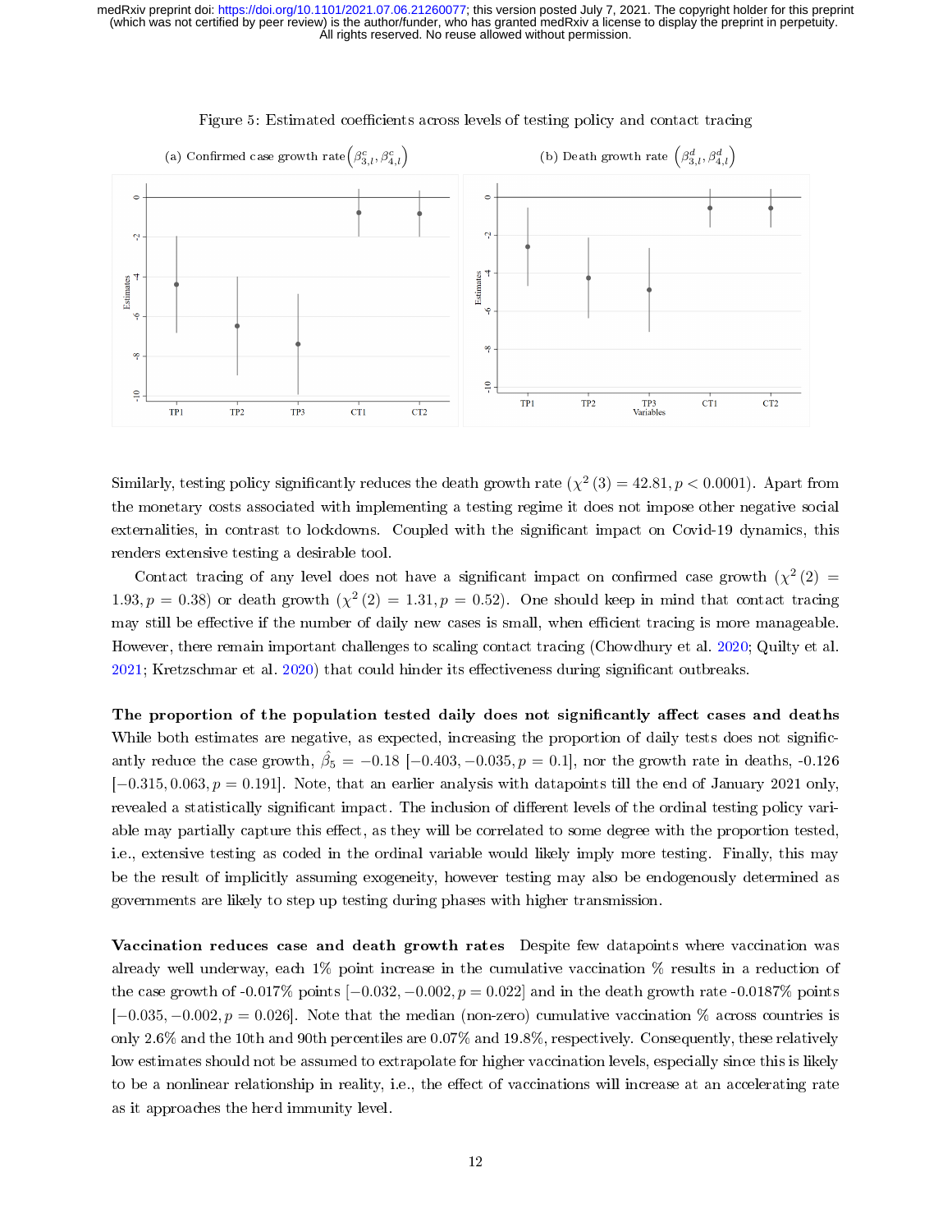Figure 5: Estimated coefficients across levels of testing policy and contact tracing

(a) Confirmed case growth rate $\left(\beta^{c}_{3,l}, \beta^{c}_{4,l}\right)$

(b) Death growth rate $\left(\beta^{d}_{3,l}, \beta^{d}_{4,l}\right)$

Similarly, testing policy significantly reduces the death growth rate ($\chi^2(3) = 42.81, p < 0.0001$). Apart from the monetary costs associated with implementing a testing regime it does not impose other negative social externalities, in contrast to lockdowns. Coupled with the significant impact on Covid-19 dynamics, this renders extensive testing a desirable tool.

Contact tracing of any level does not have a significant impact on confirmed case growth ($\chi^2(2) = 1.93, p = 0.38$) or death growth ($\chi^2(2) = 1.31, p = 0.52$). One should keep in mind that contact tracing may still be effective if the number of daily new cases is small, when efficient tracing is more manageable. However, there remain important challenges to scaling contact tracing (Chowdhury et al. 2020; Quilty et al. 2021; Kretzschmar et al. 2020) that could hinder its effectiveness during significant outbreaks.

**The proportion of the population tested daily does not significantly affect cases and deaths** While both estimates are negative, as expected, increasing the proportion of daily tests does not significantly reduce the case growth, $\hat{\beta}_5 = -0.18$ $[-0.403, -0.035, p = 0.1]$, nor the growth rate in deaths, -0.126 $[-0.315, 0.063, p = 0.191]$. Note, that an earlier analysis with datapoints till the end of January 2021 only, revealed a statistically significant impact. The inclusion of different levels of the ordinal testing policy variable may partially capture this effect, as they will be correlated to some degree with the proportion tested, i.e., extensive testing as coded in the ordinal variable would likely imply more testing. Finally, this may be the result of implicitly assuming exogeneity, however testing may also be endogenously determined as governments are likely to step up testing during phases with higher transmission.

**Vaccination reduces case and death growth rates** Despite few datapoints where vaccination was already well underway, each 1% point increase in the cumulative vaccination % results in a reduction of the case growth of -0.017% points $[-0.032, -0.002, p = 0.022]$ and in the death growth rate -0.0187% points $[-0.035, -0.002, p = 0.026]$. Note that the median (non-zero) cumulative vaccination % across countries is only 2.6% and the 10th and 90th percentiles are 0.07% and 19.8%, respectively. Consequently, these relatively low estimates should not be assumed to extrapolate for higher vaccination levels, especially since this is likely to be a nonlinear relationship in reality, i.e., the effect of vaccinations will increase at an accelerating rate as it approaches the herd immunity level.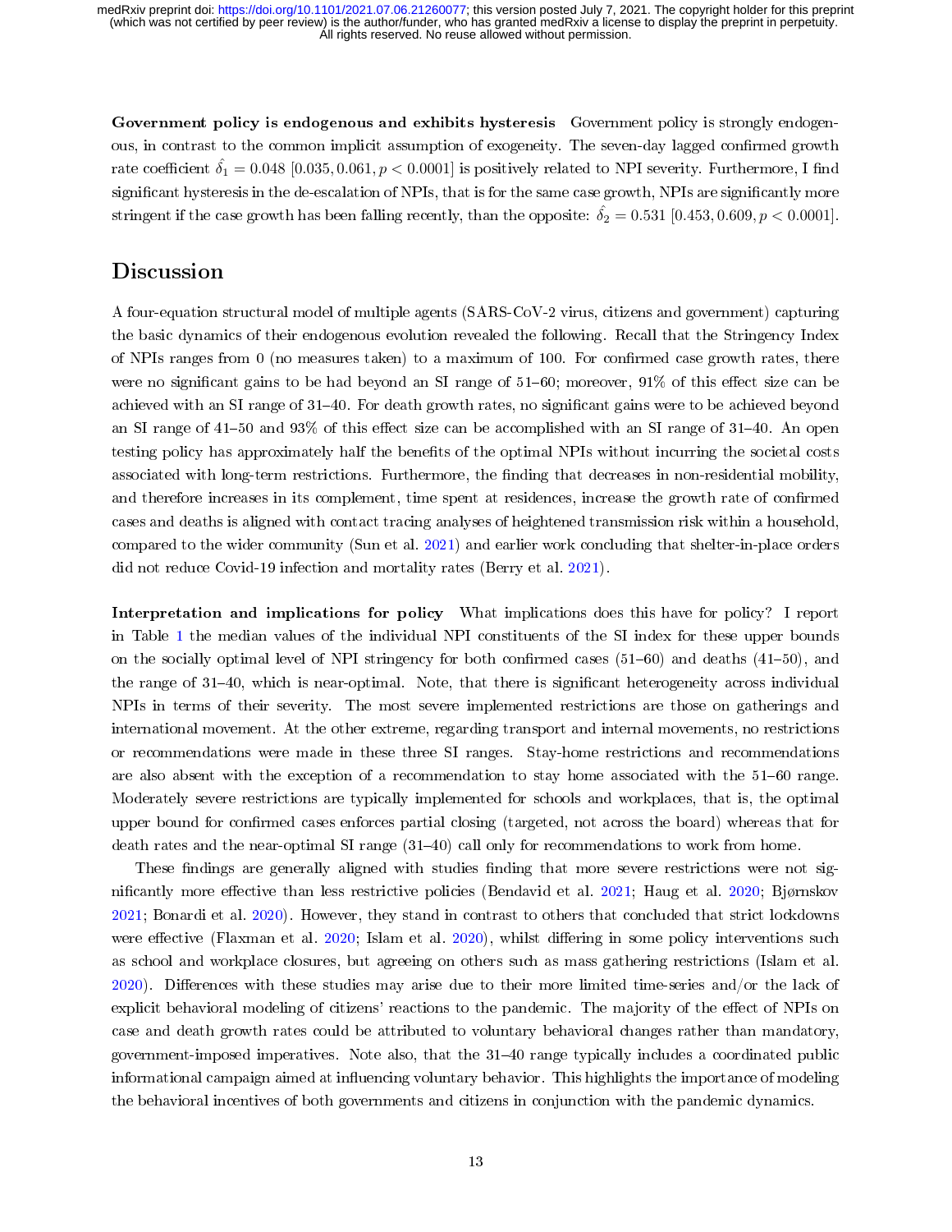**Government policy is endogenous and exhibits hysteresis** Government policy is strongly endogenous, in contrast to the common implicit assumption of exogeneity. The seven-day lagged confirmed growth rate coefficient $\hat{\delta_1} = 0.048$ $[0.035, 0.061, p < 0.0001]$ is positively related to NPI severity. Furthermore, I find significant hysteresis in the de-escalation of NPIs, that is for the same case growth, NPIs are significantly more stringent if the case growth has been falling recently, than the opposite: $\hat{\delta_2} = 0.531$ $[0.453, 0.609, p < 0.0001]$.

## Discussion

A four-equation structural model of multiple agents (SARS-CoV-2 virus, citizens and government) capturing the basic dynamics of their endogenous evolution revealed the following. Recall that the Stringency Index of NPIs ranges from 0 (no measures taken) to a maximum of 100. For confirmed case growth rates, there were no significant gains to be had beyond an SI range of 51–60; moreover, 91% of this effect size can be achieved with an SI range of 31–40. For death growth rates, no significant gains were to be achieved beyond an SI range of 41–50 and 93% of this effect size can be accomplished with an SI range of 31–40. An open testing policy has approximately half the benefits of the optimal NPIs without incurring the societal costs associated with long-term restrictions. Furthermore, the finding that decreases in non-residential mobility, and therefore increases in its complement, time spent at residences, increase the growth rate of confirmed cases and deaths is aligned with contact tracing analyses of heightened transmission risk within a household, compared to the wider community (Sun et al. 2021) and earlier work concluding that shelter-in-place orders did not reduce Covid-19 infection and mortality rates (Berry et al. 2021).

**Interpretation and implications for policy** What implications does this have for policy? I report in Table 1 the median values of the individual NPI constituents of the SI index for these upper bounds on the socially optimal level of NPI stringency for both confirmed cases (51–60) and deaths (41–50), and the range of 31–40, which is near-optimal. Note, that there is significant heterogeneity across individual NPIs in terms of their severity. The most severe implemented restrictions are those on gatherings and international movement. At the other extreme, regarding transport and internal movements, no restrictions or recommendations were made in these three SI ranges. Stay-home restrictions and recommendations are also absent with the exception of a recommendation to stay home associated with the 51–60 range. Moderately severe restrictions are typically implemented for schools and workplaces, that is, the optimal upper bound for confirmed cases enforces partial closing (targeted, not across the board) whereas that for death rates and the near-optimal SI range (31–40) call only for recommendations to work from home.

These findings are generally aligned with studies finding that more severe restrictions were not significantly more effective than less restrictive policies (Bendavid et al. 2021; Haug et al. 2020; Bjørnskov 2021; Bonardi et al. 2020). However, they stand in contrast to others that concluded that strict lockdowns were effective (Flaxman et al. 2020; Islam et al. 2020), whilst differing in some policy interventions such as school and workplace closures, but agreeing on others such as mass gathering restrictions (Islam et al. 2020). Differences with these studies may arise due to their more limited time-series and/or the lack of explicit behavioral modeling of citizens' reactions to the pandemic. The majority of the effect of NPIs on case and death growth rates could be attributed to voluntary behavioral changes rather than mandatory, government-imposed imperatives. Note also, that the 31–40 range typically includes a coordinated public informational campaign aimed at influencing voluntary behavior. This highlights the importance of modeling the behavioral incentives of both governments and citizens in conjunction with the pandemic dynamics.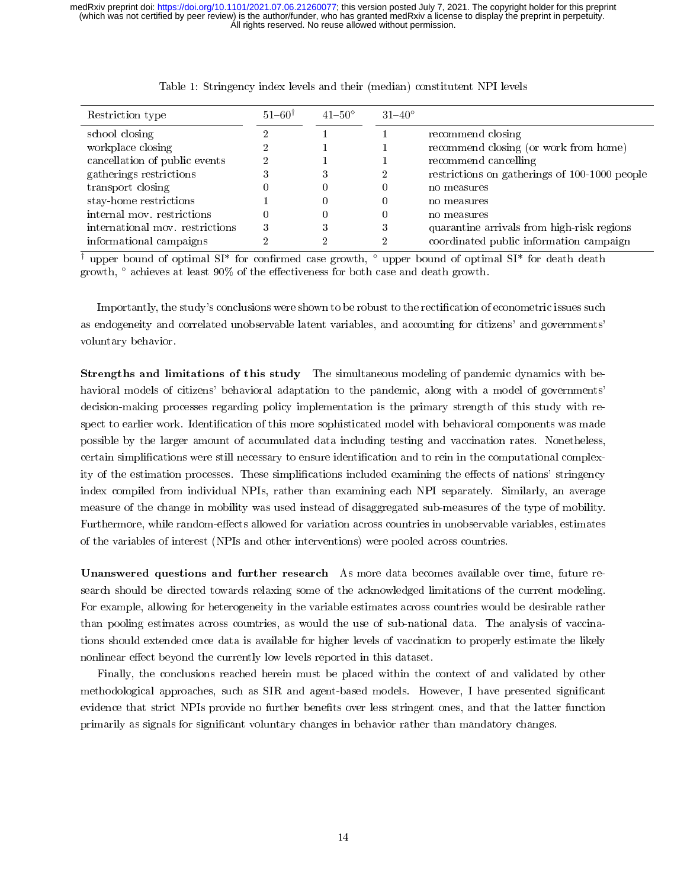Table 1: Stringency index levels and their (median) constitutent NPI levels

| Restriction type | 51–60[†] | 41–50[◇] | 31–40[°] | |
|---|---|---|---|---|
| school closing | 2 | 1 | 1 | recommend closing |
| workplace closing | 2 | 1 | 1 | recommend closing (or work from home) |
| cancellation of public events | 2 | 1 | 1 | recommend cancelling |
| gatherings restrictions | 3 | 3 | 2 | restrictions on gatherings of 100-1000 people |
| transport closing | 0 | 0 | 0 | no measures |
| stay-home restrictions | 1 | 0 | 0 | no measures |
| internal mov. restrictions | 0 | 0 | 0 | no measures |
| international mov. restrictions | 3 | 3 | 3 | quarantine arrivals from high-risk regions |
| informational campaigns | 2 | 2 | 2 | coordinated public information campaign |

[†] upper bound of optimal SI* for confirmed case growth, [◇] upper bound of optimal SI* for death death growth, [°] achieves at least 90% of the effectiveness for both case and death growth.

Importantly, the study's conclusions were shown to be robust to the rectification of econometric issues such as endogeneity and correlated unobservable latent variables, and accounting for citizens' and governments' voluntary behavior.

**Strengths and limitations of this study** The simultaneous modeling of pandemic dynamics with behavioral models of citizens' behavioral adaptation to the pandemic, along with a model of governments' decision-making processes regarding policy implementation is the primary strength of this study with respect to earlier work. Identification of this more sophisticated model with behavioral components was made possible by the larger amount of accumulated data including testing and vaccination rates. Nonetheless, certain simplifications were still necessary to ensure identification and to rein in the computational complexity of the estimation processes. These simplifications included examining the effects of nations' stringency index compiled from individual NPIs, rather than examining each NPI separately. Similarly, an average measure of the change in mobility was used instead of disaggregated sub-measures of the type of mobility. Furthermore, while random-effects allowed for variation across countries in unobservable variables, estimates of the variables of interest (NPIs and other interventions) were pooled across countries.

**Unanswered questions and further research** As more data becomes available over time, future research should be directed towards relaxing some of the acknowledged limitations of the current modeling. For example, allowing for heterogeneity in the variable estimates across countries would be desirable rather than pooling estimates across countries, as would the use of sub-national data. The analysis of vaccinations should extended once data is available for higher levels of vaccination to properly estimate the likely nonlinear effect beyond the currently low levels reported in this dataset.

Finally, the conclusions reached herein must be placed within the context of and validated by other methodological approaches, such as SIR and agent-based models. However, I have presented significant evidence that strict NPIs provide no further benefits over less stringent ones, and that the latter function primarily as signals for significant voluntary changes in behavior rather than mandatory changes.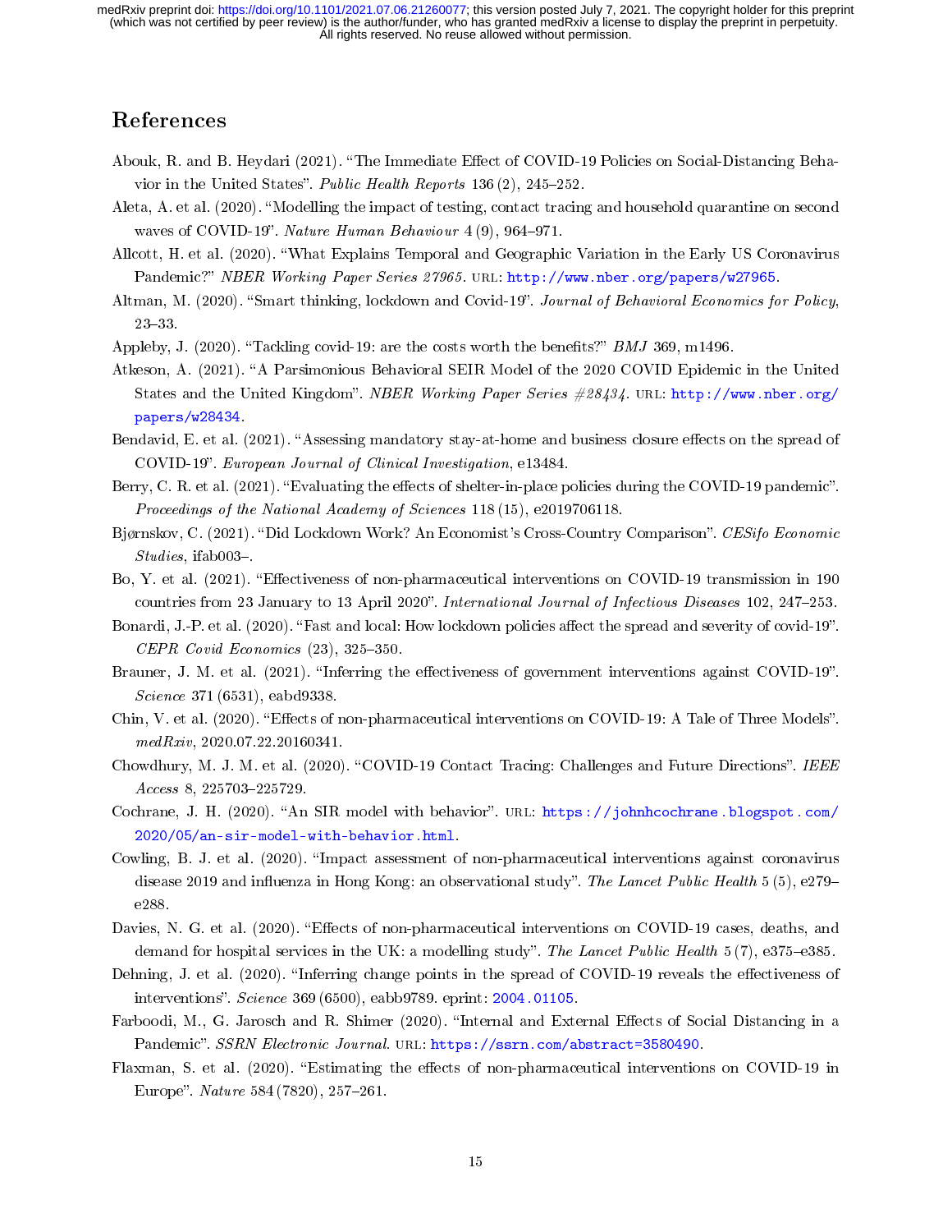# References

Abouk, R. and B. Heydari (2021). "The Immediate Effect of COVID-19 Policies on Social-Distancing Behavior in the United States". *Public Health Reports* 136 (2), 245–252.

Aleta, A. et al. (2020). "Modelling the impact of testing, contact tracing and household quarantine on second waves of COVID-19". *Nature Human Behaviour* 4 (9), 964–971.

Allcott, H. et al. (2020). "What Explains Temporal and Geographic Variation in the Early US Coronavirus Pandemic?" *NBER Working Paper Series 27965*. URL: http://www.nber.org/papers/w27965.

Altman, M. (2020). "Smart thinking, lockdown and Covid-19". *Journal of Behavioral Economics for Policy*, 23–33.

Appleby, J. (2020). "Tackling covid-19: are the costs worth the benefits?" *BMJ* 369, m1496.

Atkeson, A. (2021). "A Parsimonious Behavioral SEIR Model of the 2020 COVID Epidemic in the United States and the United Kingdom". *NBER Working Paper Series #28434*. URL: http://www.nber.org/papers/w28434.

Bendavid, E. et al. (2021). "Assessing mandatory stay-at-home and business closure effects on the spread of COVID-19". *European Journal of Clinical Investigation*, e13484.

Berry, C. R. et al. (2021). "Evaluating the effects of shelter-in-place policies during the COVID-19 pandemic". *Proceedings of the National Academy of Sciences* 118 (15), e2019706118.

Bjørnskov, C. (2021). "Did Lockdown Work? An Economist's Cross-Country Comparison". *CESifo Economic Studies*, ifab003–.

Bo, Y. et al. (2021). "Effectiveness of non-pharmaceutical interventions on COVID-19 transmission in 190 countries from 23 January to 13 April 2020". *International Journal of Infectious Diseases* 102, 247–253.

Bonardi, J.-P. et al. (2020). "Fast and local: How lockdown policies affect the spread and severity of covid-19". *CEPR Covid Economics* (23), 325–350.

Brauner, J. M. et al. (2021). "Inferring the effectiveness of government interventions against COVID-19". *Science* 371 (6531), eabd9338.

Chin, V. et al. (2020). "Effects of non-pharmaceutical interventions on COVID-19: A Tale of Three Models". *medRxiv*, 2020.07.22.20160341.

Chowdhury, M. J. M. et al. (2020). "COVID-19 Contact Tracing: Challenges and Future Directions". *IEEE Access* 8, 225703–225729.

Cochrane, J. H. (2020). "An SIR model with behavior". URL: https://johnhcochrane.blogspot.com/2020/05/an-sir-model-with-behavior.html.

Cowling, B. J. et al. (2020). "Impact assessment of non-pharmaceutical interventions against coronavirus disease 2019 and influenza in Hong Kong: an observational study". *The Lancet Public Health* 5 (5), e279–e288.

Davies, N. G. et al. (2020). "Effects of non-pharmaceutical interventions on COVID-19 cases, deaths, and demand for hospital services in the UK: a modelling study". *The Lancet Public Health* 5 (7), e375–e385.

Dehning, J. et al. (2020). "Inferring change points in the spread of COVID-19 reveals the effectiveness of interventions". *Science* 369 (6500), eabb9789. eprint: 2004.01105.

Farboodi, M., G. Jarosch and R. Shimer (2020). "Internal and External Effects of Social Distancing in a Pandemic". *SSRN Electronic Journal*. URL: https://ssrn.com/abstract=3580490.

Flaxman, S. et al. (2020). "Estimating the effects of non-pharmaceutical interventions on COVID-19 in Europe". *Nature* 584 (7820), 257–261.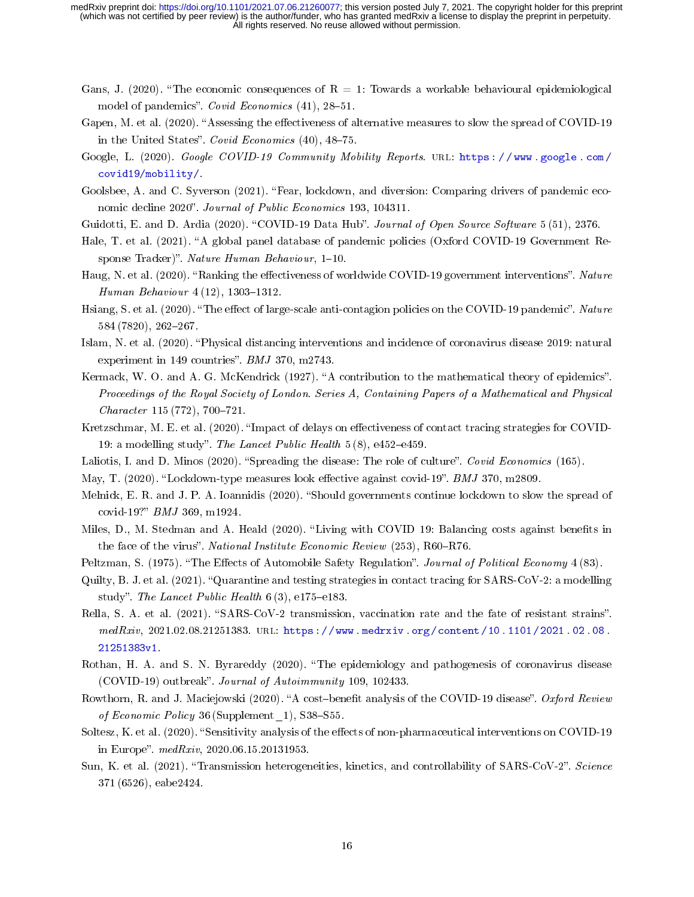Gans, J. (2020). "The economic consequences of R = 1: Towards a workable behavioural epidemiological model of pandemics". *Covid Economics* (41), 28–51.

Gapen, M. et al. (2020). "Assessing the effectiveness of alternative measures to slow the spread of COVID-19 in the United States". *Covid Economics* (40), 48–75.

Google, L. (2020). *Google COVID-19 Community Mobility Reports*. URL: https://www.google.com/covid19/mobility/.

Goolsbee, A. and C. Syverson (2021). "Fear, lockdown, and diversion: Comparing drivers of pandemic economic decline 2020". *Journal of Public Economics* 193, 104311.

Guidotti, E. and D. Ardia (2020). "COVID-19 Data Hub". *Journal of Open Source Software* 5 (51), 2376.

Hale, T. et al. (2021). "A global panel database of pandemic policies (Oxford COVID-19 Government Response Tracker)". *Nature Human Behaviour*, 1–10.

Haug, N. et al. (2020). "Ranking the effectiveness of worldwide COVID-19 government interventions". *Nature Human Behaviour* 4 (12), 1303–1312.

Hsiang, S. et al. (2020). "The effect of large-scale anti-contagion policies on the COVID-19 pandemic". *Nature* 584 (7820), 262–267.

Islam, N. et al. (2020). "Physical distancing interventions and incidence of coronavirus disease 2019: natural experiment in 149 countries". *BMJ* 370, m2743.

Kermack, W. O. and A. G. McKendrick (1927). "A contribution to the mathematical theory of epidemics". *Proceedings of the Royal Society of London. Series A, Containing Papers of a Mathematical and Physical Character* 115 (772), 700–721.

Kretzschmar, M. E. et al. (2020). "Impact of delays on effectiveness of contact tracing strategies for COVID-19: a modelling study". *The Lancet Public Health* 5 (8), e452–e459.

Laliotis, I. and D. Minos (2020). "Spreading the disease: The role of culture". *Covid Economics* (165).

May, T. (2020). "Lockdown-type measures look effective against covid-19". *BMJ* 370, m2809.

Melnick, E. R. and J. P. A. Ioannidis (2020). "Should governments continue lockdown to slow the spread of covid-19?" *BMJ* 369, m1924.

Miles, D., M. Stedman and A. Heald (2020). "Living with COVID 19: Balancing costs against benefits in the face of the virus". *National Institute Economic Review* (253), R60–R76.

Peltzman, S. (1975). "The Effects of Automobile Safety Regulation". *Journal of Political Economy* 4 (83).

Quilty, B. J. et al. (2021). "Quarantine and testing strategies in contact tracing for SARS-CoV-2: a modelling study". *The Lancet Public Health* 6 (3), e175–e183.

Rella, S. A. et al. (2021). "SARS-CoV-2 transmission, vaccination rate and the fate of resistant strains". *medRxiv*, 2021.02.08.21251383. URL: https://www.medrxiv.org/content/10.1101/2021.02.08.21251383v1.

Rothan, H. A. and S. N. Byrareddy (2020). "The epidemiology and pathogenesis of coronavirus disease (COVID-19) outbreak". *Journal of Autoimmunity* 109, 102433.

Rowthorn, R. and J. Maciejowski (2020). "A cost–benefit analysis of the COVID-19 disease". *Oxford Review of Economic Policy* 36 (Supplement_1), S38–S55.

Soltesz, K. et al. (2020). "Sensitivity analysis of the effects of non-pharmaceutical interventions on COVID-19 in Europe". *medRxiv*, 2020.06.15.20131953.

Sun, K. et al. (2021). "Transmission heterogeneities, kinetics, and controllability of SARS-CoV-2". *Science* 371 (6526), eabe2424.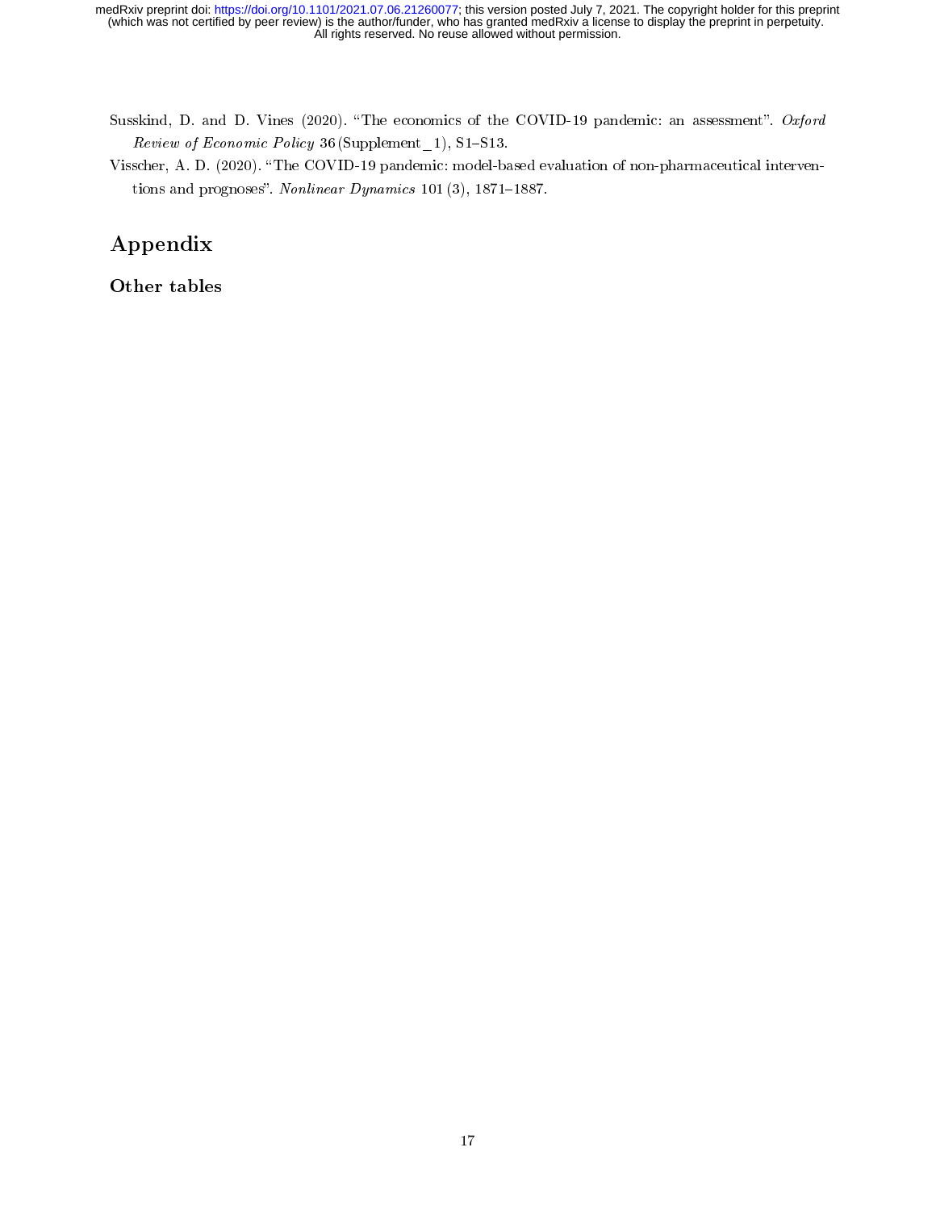Susskind, D. and D. Vines (2020). "The economics of the COVID-19 pandemic: an assessment". *Oxford Review of Economic Policy* 36 (Supplement_1), S1–S13.

Visscher, A. D. (2020). "The COVID-19 pandemic: model-based evaluation of non-pharmaceutical interventions and prognoses". *Nonlinear Dynamics* 101 (3), 1871–1887.

# Appendix

## Other tables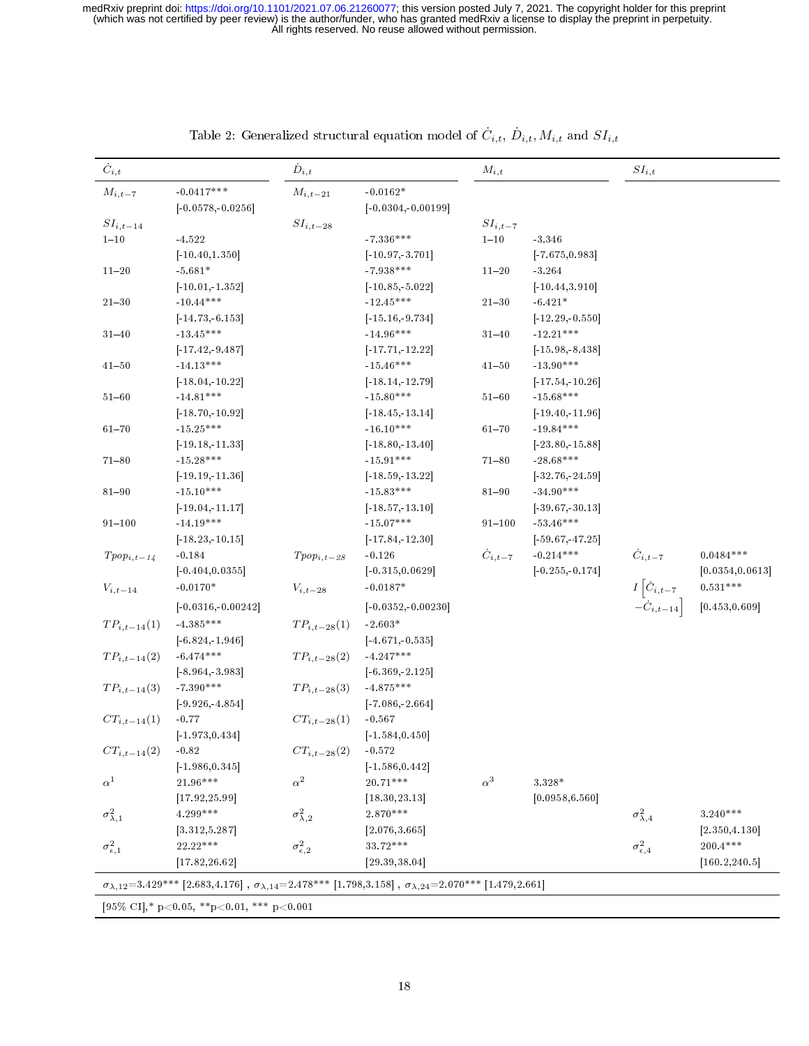Table 2: Generalized structural equation model of $\dot{C}_{i,t}$, $\dot{D}_{i,t}$, $M_{i,t}$ and $SI_{i,t}$

| $\dot{C}_{i,t}$ | | $\dot{D}_{i,t}$ | | $M_{i,t}$ | | $SI_{i,t}$ | |
|---|---|---|---|---|---|---|---|
| $M_{i,t-7}$ | -0.0417*** | $M_{i,t-21}$ | -0.0162* | | | | |
| | [-0.0578,-0.0256] | | [-0.0304,-0.00199] | | | | |
| $SI_{i,t-14}$ | | $SI_{i,t-28}$ | | $SI_{i,t-7}$ | | | |
| 1–10 | -4.522 | | -7.336*** | 1–10 | -3.346 | | |
| | [-10.40,1.350] | | [-10.97,-3.701] | | [-7.675,0.983] | | |
| 11–20 | -5.681* | | -7.938*** | 11–20 | -3.264 | | |
| | [-10.01,-1.352] | | [-10.85,-5.022] | | [-10.44,3.910] | | |
| 21–30 | -10.44*** | | -12.45*** | 21–30 | -6.421* | | |
| | [-14.73,-6.153] | | [-15.16,-9.734] | | [-12.29,-0.550] | | |
| 31–40 | -13.45*** | | -14.96*** | 31–40 | -12.21*** | | |
| | [-17.42,-9.487] | | [-17.71,-12.22] | | [-15.98,-8.438] | | |
| 41–50 | -14.13*** | | -15.46*** | 41–50 | -13.90*** | | |
| | [-18.04,-10.22] | | [-18.14,-12.79] | | [-17.54,-10.26] | | |
| 51–60 | -14.81*** | | -15.80*** | 51–60 | -15.68*** | | |
| | [-18.70,-10.92] | | [-18.45,-13.14] | | [-19.40,-11.96] | | |
| 61–70 | -15.25*** | | -16.10*** | 61–70 | -19.84*** | | |
| | [-19.18,-11.33] | | [-18.80,-13.40] | | [-23.80,-15.88] | | |
| 71–80 | -15.28*** | | -15.91*** | 71–80 | -28.68*** | | |
| | [-19.19,-11.36] | | [-18.59,-13.22] | | [-32.76,-24.59] | | |
| 81–90 | -15.10*** | | -15.83*** | 81–90 | -34.90*** | | |
| | [-19.04,-11.17] | | [-18.57,-13.10] | | [-39.67,-30.13] | | |
| 91–100 | -14.19*** | | -15.07*** | 91–100 | -53.46*** | | |
| | [-18.23,-10.15] | | [-17.84,-12.30] | | [-59.67,-47.25] | | |
| $Tpop_{i,t-14}$ | -0.184 | $Tpop_{i,t-28}$ | -0.126 | $\dot{C}_{i,t-7}$ | -0.214*** | $\dot{C}_{i,t-7}$ | 0.0484*** |
| | [-0.404,0.0355] | | [-0.315,0.0629] | | [-0.255,-0.174] | | [0.0354,0.0613] |
| $V_{i,t-14}$ | -0.0170* | $V_{i,t-28}$ | -0.0187* | | | $I\left[\dot{C}_{i,t-7} - \dot{C}_{i,t-14}\right]$ | 0.531*** |
| | [-0.0316,-0.00242] | | [-0.0352,-0.00230] | | | | [0.453,0.609] |
| $TP_{i,t-14}(1)$ | -4.385*** | $TP_{i,t-28}(1)$ | -2.603* | | | | |
| | [-6.824,-1.946] | | [-4.671,-0.535] | | | | |
| $TP_{i,t-14}(2)$ | -6.474*** | $TP_{i,t-28}(2)$ | -4.247*** | | | | |
| | [-8.964,-3.983] | | [-6.369,-2.125] | | | | |
| $TP_{i,t-14}(3)$ | -7.390*** | $TP_{i,t-28}(3)$ | -4.875*** | | | | |
| | [-9.926,-4.854] | | [-7.086,-2.664] | | | | |
| $CT_{i,t-14}(1)$ | -0.77 | $CT_{i,t-28}(1)$ | -0.567 | | | | |
| | [-1.973,0.434] | | [-1.584,0.450] | | | | |
| $CT_{i,t-14}(2)$ | -0.82 | $CT_{i,t-28}(2)$ | -0.572 | | | | |
| | [-1.986,0.345] | | [-1.586,0.442] | | | | |
| $\alpha^1$ | 21.96*** | $\alpha^2$ | 20.71*** | $\alpha^3$ | 3.328* | | |
| | [17.92,25.99] | | [18.30,23.13] | | [0.0958,6.560] | | |
| $\sigma^2_{\lambda,1}$ | 4.299*** | $\sigma^2_{\lambda,2}$ | 2.870*** | | | $\sigma^2_{\lambda,4}$ | 3.240*** |
| | [3.312,5.287] | | [2.076,3.665] | | | | [2.350,4.130] |
| $\sigma^2_{\epsilon,1}$ | 22.22*** | $\sigma^2_{\epsilon,2}$ | 33.72*** | | | $\sigma^2_{\epsilon,4}$ | 200.4*** |
| | [17.82,26.62] | | [29.39,38.04] | | | | [160.2,240.5] |

$\sigma_{\lambda,12}$=3.429*** [2.683,4.176] , $\sigma_{\lambda,14}$=2.478*** [1.798,3.158] , $\sigma_{\lambda,24}$=2.070*** [1.479,2.661]

[95% CI],* p<0.05, **p<0.01, *** p<0.001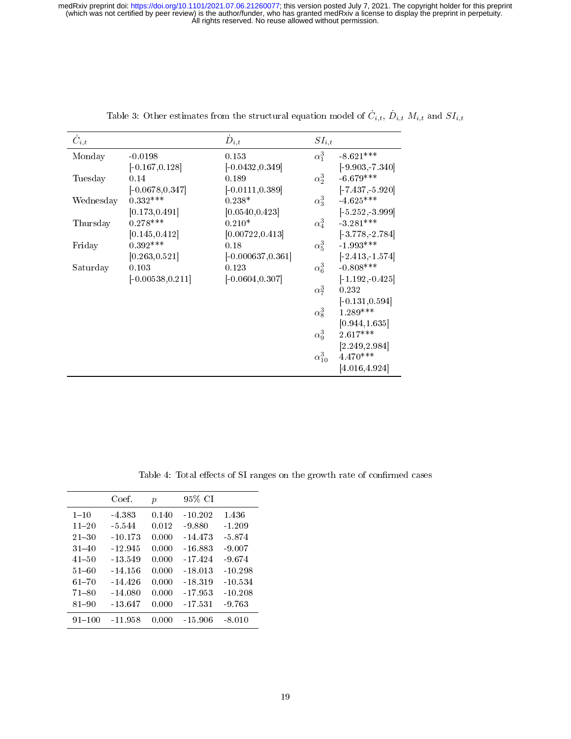Table 3: Other estimates from the structural equation model of $\dot{C}_{i,t}$, $\dot{D}_{i,t}$ $M_{i,t}$ and $SI_{i,t}$

| $\dot{C}_{i,t}$ | | $\dot{D}_{i,t}$ | $SI_{i,t}$ | |
|---|---|---|---|---|
| Monday | -0.0198 | 0.153 | $\alpha_1^3$ | -8.621*** |
| | [-0.167,0.128] | [-0.0432,0.349] | | [-9.903,-7.340] |
| Tuesday | 0.14 | 0.189 | $\alpha_2^3$ | -6.679*** |
| | [-0.0678,0.347] | [-0.0111,0.389] | | [-7.437,-5.920] |
| Wednesday | 0.332*** | 0.238* | $\alpha_3^3$ | -4.625*** |
| | [0.173,0.491] | [0.0540,0.423] | | [-5.252,-3.999] |
| Thursday | 0.278*** | 0.210* | $\alpha_4^3$ | -3.281*** |
| | [0.145,0.412] | [0.00722,0.413] | | [-3.778,-2.784] |
| Friday | 0.392*** | 0.18 | $\alpha_5^3$ | -1.993*** |
| | [0.263,0.521] | [-0.000637,0.361] | | [-2.413,-1.574] |
| Saturday | 0.103 | 0.123 | $\alpha_6^3$ | -0.808*** |
| | [-0.00538,0.211] | [-0.0604,0.307] | | [-1.192,-0.425] |
| | | | $\alpha_7^3$ | 0.232 |
| | | | | [-0.131,0.594] |
| | | | $\alpha_8^3$ | 1.289*** |
| | | | | [0.944,1.635] |
| | | | $\alpha_9^3$ | 2.617*** |
| | | | | [2.249,2.984] |
| | | | $\alpha_{10}^3$ | 4.470*** |
| | | | | [4.016,4.924] |

Table 4: Total effects of SI ranges on the growth rate of confirmed cases

| | Coef. | $p$ | 95% CI | |
|---|---|---|---|---|
| 1–10 | -4.383 | 0.140 | -10.202 | 1.436 |
| 11–20 | -5.544 | 0.012 | -9.880 | -1.209 |
| 21–30 | -10.173 | 0.000 | -14.473 | -5.874 |
| 31–40 | -12.945 | 0.000 | -16.883 | -9.007 |
| 41–50 | -13.549 | 0.000 | -17.424 | -9.674 |
| 51–60 | -14.156 | 0.000 | -18.013 | -10.298 |
| 61–70 | -14.426 | 0.000 | -18.319 | -10.534 |
| 71–80 | -14.080 | 0.000 | -17.953 | -10.208 |
| 81–90 | -13.647 | 0.000 | -17.531 | -9.763 |
| 91–100 | -11.958 | 0.000 | -15.906 | -8.010 |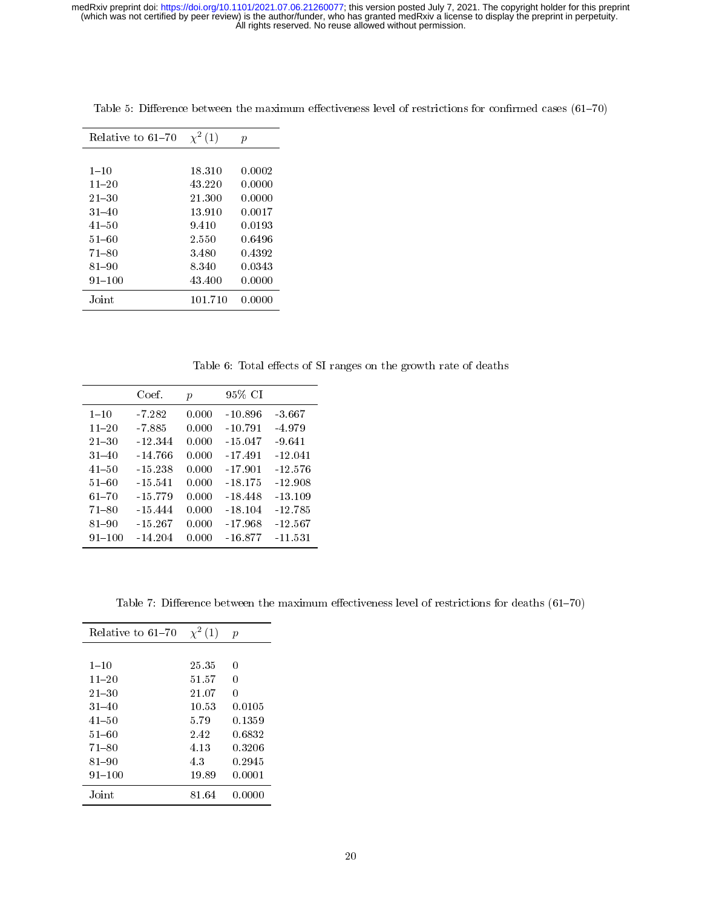Table 5: Difference between the maximum effectiveness level of restrictions for confirmed cases (61–70)

| Relative to 61–70 | $\chi^2(1)$ | $p$ |
|---|---|---|
| 1–10 | 18.310 | 0.0002 |
| 11–20 | 43.220 | 0.0000 |
| 21–30 | 21.300 | 0.0000 |
| 31–40 | 13.910 | 0.0017 |
| 41–50 | 9.410 | 0.0193 |
| 51–60 | 2.550 | 0.6496 |
| 71–80 | 3.480 | 0.4392 |
| 81–90 | 8.340 | 0.0343 |
| 91–100 | 43.400 | 0.0000 |
| Joint | 101.710 | 0.0000 |

Table 6: Total effects of SI ranges on the growth rate of deaths

| | Coef. | $p$ | 95% CI | |
|---|---|---|---|---|
| 1–10 | -7.282 | 0.000 | -10.896 | -3.667 |
| 11–20 | -7.885 | 0.000 | -10.791 | -4.979 |
| 21–30 | -12.344 | 0.000 | -15.047 | -9.641 |
| 31–40 | -14.766 | 0.000 | -17.491 | -12.041 |
| 41–50 | -15.238 | 0.000 | -17.901 | -12.576 |
| 51–60 | -15.541 | 0.000 | -18.175 | -12.908 |
| 61–70 | -15.779 | 0.000 | -18.448 | -13.109 |
| 71–80 | -15.444 | 0.000 | -18.104 | -12.785 |
| 81–90 | -15.267 | 0.000 | -17.968 | -12.567 |
| 91–100 | -14.204 | 0.000 | -16.877 | -11.531 |

Table 7: Difference between the maximum effectiveness level of restrictions for deaths (61–70)

| Relative to 61–70 | $\chi^2(1)$ | $p$ |
|---|---|---|
| 1–10 | 25.35 | 0 |
| 11–20 | 51.57 | 0 |
| 21–30 | 21.07 | 0 |
| 31–40 | 10.53 | 0.0105 |
| 41–50 | 5.79 | 0.1359 |
| 51–60 | 2.42 | 0.6832 |
| 71–80 | 4.13 | 0.3206 |
| 81–90 | 4.3 | 0.2945 |
| 91–100 | 19.89 | 0.0001 |
| Joint | 81.64 | 0.0000 |